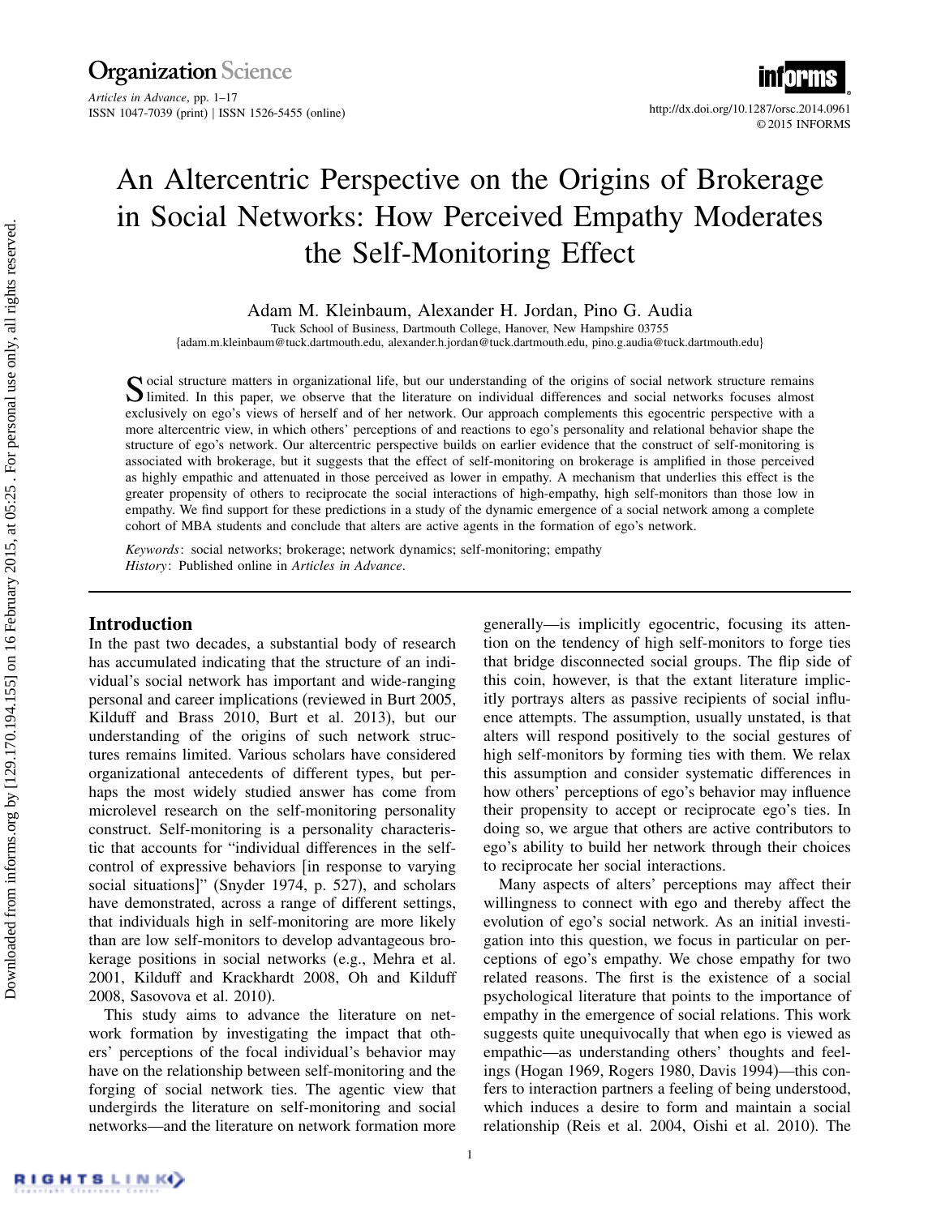# An Altercentric Perspective on the Origins of Brokerage in Social Networks: How Perceived Empathy Moderates the Self-Monitoring Effect

Adam M. Kleinbaum, Alexander H. Jordan, Pino G. Audia

Tuck School of Business, Dartmouth College, Hanover, New Hampshire 03755

{adam.m.kleinbaum@tuck.dartmouth.edu, alexander.h.jordan@tuck.dartmouth.edu, pino.g.audia@tuck.dartmouth.edu}

Social structure matters in organizational life, but our understanding of the origins of social network structure remains limited. In this paper, we observe that the literature on individual differences and social networks focuses almost exclusively on ego's views of herself and of her network. Our approach complements this egocentric perspective with a more altercentric view, in which others' perceptions of and reactions to ego's personality and relational behavior shape the structure of ego's network. Our altercentric perspective builds on earlier evidence that the construct of self-monitoring is associated with brokerage, but it suggests that the effect of self-monitoring on brokerage is amplified in those perceived as highly empathic and attenuated in those perceived as lower in empathy. A mechanism that underlies this effect is the greater propensity of others to reciprocate the social interactions of high-empathy, high self-monitors than those low in empathy. We find support for these predictions in a study of the dynamic emergence of a social network among a complete cohort of MBA students and conclude that alters are active agents in the formation of ego's network.

*Keywords*: social networks; brokerage; network dynamics; self-monitoring; empathy

*History*: Published online in *Articles in Advance*.

## Introduction

In the past two decades, a substantial body of research has accumulated indicating that the structure of an individual's social network has important and wide-ranging personal and career implications (reviewed in Burt 2005, Kilduff and Brass 2010, Burt et al. 2013), but our understanding of the origins of such network structures remains limited. Various scholars have considered organizational antecedents of different types, but perhaps the most widely studied answer has come from microlevel research on the self-monitoring personality construct. Self-monitoring is a personality characteristic that accounts for "individual differences in the self-control of expressive behaviors [in response to varying social situations]" (Snyder 1974, p. 527), and scholars have demonstrated, across a range of different settings, that individuals high in self-monitoring are more likely than are low self-monitors to develop advantageous brokerage positions in social networks (e.g., Mehra et al. 2001, Kilduff and Krackhardt 2008, Oh and Kilduff 2008, Sasovova et al. 2010).

This study aims to advance the literature on network formation by investigating the impact that others' perceptions of the focal individual's behavior may have on the relationship between self-monitoring and the forging of social network ties. The agentic view that undergirds the literature on self-monitoring and social networks—and the literature on network formation more generally—is implicitly egocentric, focusing its attention on the tendency of high self-monitors to forge ties that bridge disconnected social groups. The flip side of this coin, however, is that the extant literature implicitly portrays alters as passive recipients of social influence attempts. The assumption, usually unstated, is that alters will respond positively to the social gestures of high self-monitors by forming ties with them. We relax this assumption and consider systematic differences in how others' perceptions of ego's behavior may influence their propensity to accept or reciprocate ego's ties. In doing so, we argue that others are active contributors to ego's ability to build her network through their choices to reciprocate her social interactions.

Many aspects of alters' perceptions may affect their willingness to connect with ego and thereby affect the evolution of ego's social network. As an initial investigation into this question, we focus in particular on perceptions of ego's empathy. We chose empathy for two related reasons. The first is the existence of a social psychological literature that points to the importance of empathy in the emergence of social relations. This work suggests quite unequivocally that when ego is viewed as empathic—as understanding others' thoughts and feelings (Hogan 1969, Rogers 1980, Davis 1994)—this confers to interaction partners a feeling of being understood, which induces a desire to form and maintain a social relationship (Reis et al. 2004, Oishi et al. 2010). The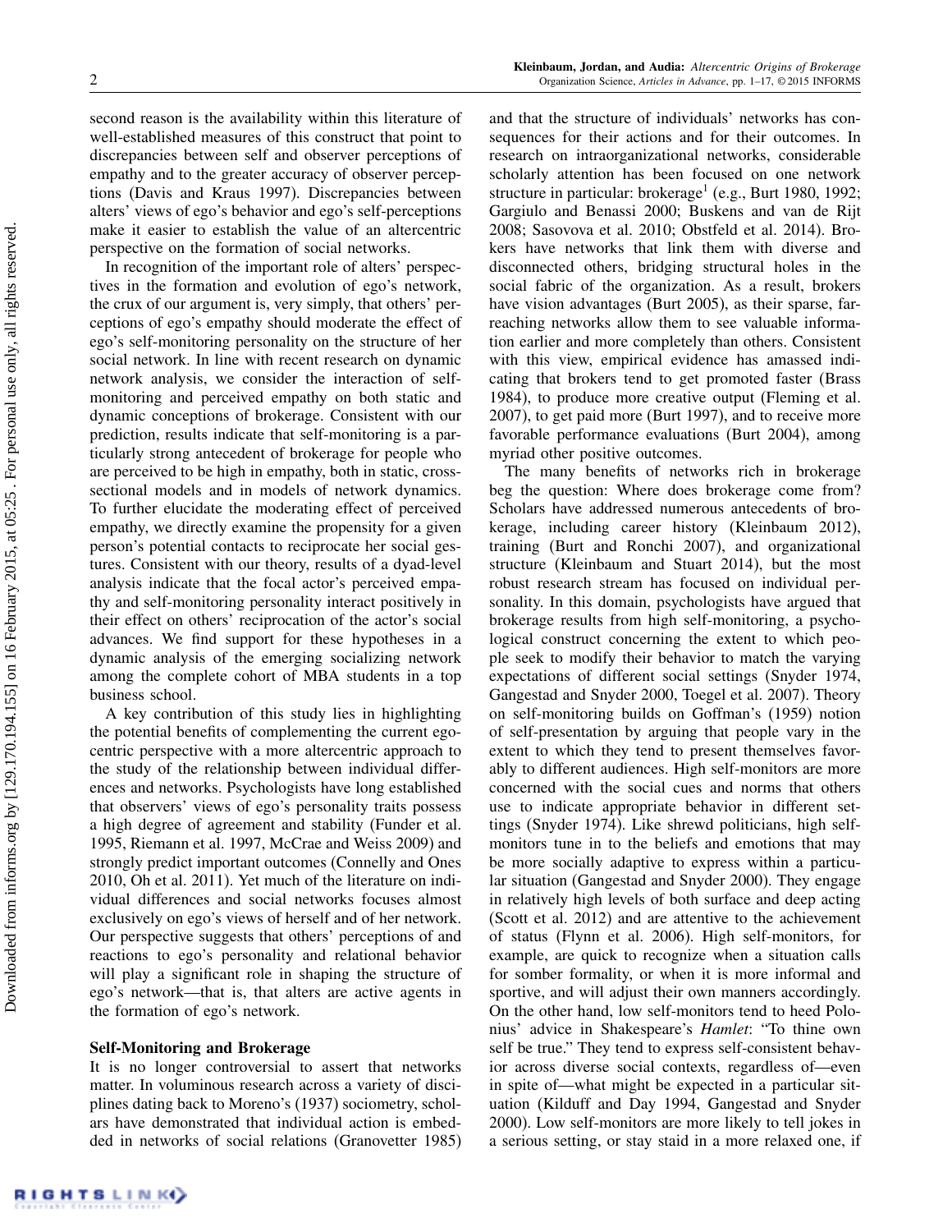second reason is the availability within this literature of well-established measures of this construct that point to discrepancies between self and observer perceptions of empathy and to the greater accuracy of observer perceptions (Davis and Kraus 1997). Discrepancies between alters' views of ego's behavior and ego's self-perceptions make it easier to establish the value of an altercentric perspective on the formation of social networks.

In recognition of the important role of alters' perspectives in the formation and evolution of ego's network, the crux of our argument is, very simply, that others' perceptions of ego's empathy should moderate the effect of ego's self-monitoring personality on the structure of her social network. In line with recent research on dynamic network analysis, we consider the interaction of self-monitoring and perceived empathy on both static and dynamic conceptions of brokerage. Consistent with our prediction, results indicate that self-monitoring is a particularly strong antecedent of brokerage for people who are perceived to be high in empathy, both in static, cross-sectional models and in models of network dynamics. To further elucidate the moderating effect of perceived empathy, we directly examine the propensity for a given person's potential contacts to reciprocate her social gestures. Consistent with our theory, results of a dyad-level analysis indicate that the focal actor's perceived empathy and self-monitoring personality interact positively in their effect on others' reciprocation of the actor's social advances. We find support for these hypotheses in a dynamic analysis of the emerging socializing network among the complete cohort of MBA students in a top business school.

A key contribution of this study lies in highlighting the potential benefits of complementing the current egocentric perspective with a more altercentric approach to the study of the relationship between individual differences and networks. Psychologists have long established that observers' views of ego's personality traits possess a high degree of agreement and stability (Funder et al. 1995, Riemann et al. 1997, McCrae and Weiss 2009) and strongly predict important outcomes (Connelly and Ones 2010, Oh et al. 2011). Yet much of the literature on individual differences and social networks focuses almost exclusively on ego's views of herself and of her network. Our perspective suggests that others' perceptions of and reactions to ego's personality and relational behavior will play a significant role in shaping the structure of ego's network—that is, that alters are active agents in the formation of ego's network.

## Self-Monitoring and Brokerage

It is no longer controversial to assert that networks matter. In voluminous research across a variety of disciplines dating back to Moreno's (1937) sociometry, scholars have demonstrated that individual action is embedded in networks of social relations (Granovetter 1985) and that the structure of individuals' networks has consequences for their actions and for their outcomes. In research on intraorganizational networks, considerable scholarly attention has been focused on one network structure in particular: brokerage[1] (e.g., Burt 1980, 1992; Gargiulo and Benassi 2000; Buskens and van de Rijt 2008; Sasovova et al. 2010; Obstfeld et al. 2014). Brokers have networks that link them with diverse and disconnected others, bridging structural holes in the social fabric of the organization. As a result, brokers have vision advantages (Burt 2005), as their sparse, far-reaching networks allow them to see valuable information earlier and more completely than others. Consistent with this view, empirical evidence has amassed indicating that brokers tend to get promoted faster (Brass 1984), to produce more creative output (Fleming et al. 2007), to get paid more (Burt 1997), and to receive more favorable performance evaluations (Burt 2004), among myriad other positive outcomes.

The many benefits of networks rich in brokerage beg the question: Where does brokerage come from? Scholars have addressed numerous antecedents of brokerage, including career history (Kleinbaum 2012), training (Burt and Ronchi 2007), and organizational structure (Kleinbaum and Stuart 2014), but the most robust research stream has focused on individual personality. In this domain, psychologists have argued that brokerage results from high self-monitoring, a psychological construct concerning the extent to which people seek to modify their behavior to match the varying expectations of different social settings (Snyder 1974, Gangestad and Snyder 2000, Toegel et al. 2007). Theory on self-monitoring builds on Goffman's (1959) notion of self-presentation by arguing that people vary in the extent to which they tend to present themselves favorably to different audiences. High self-monitors are more concerned with the social cues and norms that others use to indicate appropriate behavior in different settings (Snyder 1974). Like shrewd politicians, high self-monitors tune in to the beliefs and emotions that may be more socially adaptive to express within a particular situation (Gangestad and Snyder 2000). They engage in relatively high levels of both surface and deep acting (Scott et al. 2012) and are attentive to the achievement of status (Flynn et al. 2006). High self-monitors, for example, are quick to recognize when a situation calls for somber formality, or when it is more informal and sportive, and will adjust their own manners accordingly. On the other hand, low self-monitors tend to heed Polonius' advice in Shakespeare's *Hamlet*: "To thine own self be true." They tend to express self-consistent behavior across diverse social contexts, regardless of—even in spite of—what might be expected in a particular situation (Kilduff and Day 1994, Gangestad and Snyder 2000). Low self-monitors are more likely to tell jokes in a serious setting, or stay staid in a more relaxed one, if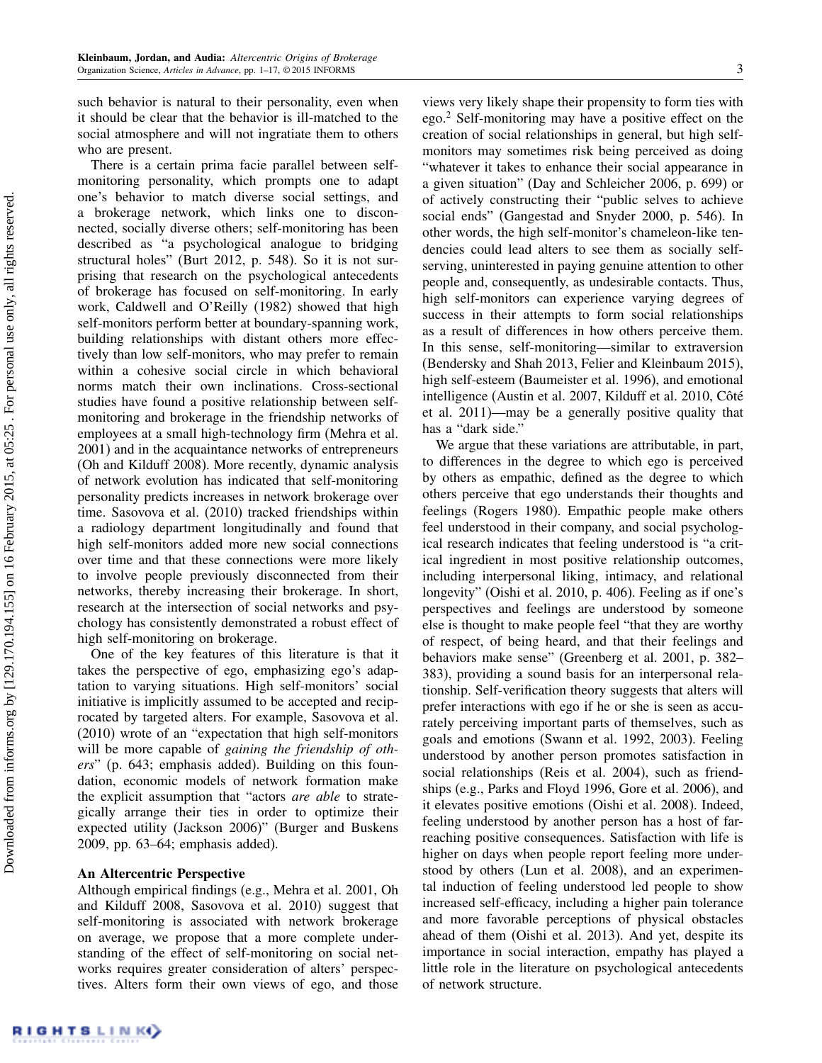such behavior is natural to their personality, even when it should be clear that the behavior is ill-matched to the social atmosphere and will not ingratiate them to others who are present.

There is a certain prima facie parallel between self-monitoring personality, which prompts one to adapt one's behavior to match diverse social settings, and a brokerage network, which links one to disconnected, socially diverse others; self-monitoring has been described as "a psychological analogue to bridging structural holes" (Burt 2012, p. 548). So it is not surprising that research on the psychological antecedents of brokerage has focused on self-monitoring. In early work, Caldwell and O'Reilly (1982) showed that high self-monitors perform better at boundary-spanning work, building relationships with distant others more effectively than low self-monitors, who may prefer to remain within a cohesive social circle in which behavioral norms match their own inclinations. Cross-sectional studies have found a positive relationship between self-monitoring and brokerage in the friendship networks of employees at a small high-technology firm (Mehra et al. 2001) and in the acquaintance networks of entrepreneurs (Oh and Kilduff 2008). More recently, dynamic analysis of network evolution has indicated that self-monitoring personality predicts increases in network brokerage over time. Sasovova et al. (2010) tracked friendships within a radiology department longitudinally and found that high self-monitors added more new social connections over time and that these connections were more likely to involve people previously disconnected from their networks, thereby increasing their brokerage. In short, research at the intersection of social networks and psychology has consistently demonstrated a robust effect of high self-monitoring on brokerage.

One of the key features of this literature is that it takes the perspective of ego, emphasizing ego's adaptation to varying situations. High self-monitors' social initiative is implicitly assumed to be accepted and reciprocated by targeted alters. For example, Sasovova et al. (2010) wrote of an "expectation that high self-monitors will be more capable of *gaining the friendship of others*" (p. 643; emphasis added). Building on this foundation, economic models of network formation make the explicit assumption that "actors *are able* to strategically arrange their ties in order to optimize their expected utility (Jackson 2006)" (Burger and Buskens 2009, pp. 63–64; emphasis added).

### An Altercentric Perspective

Although empirical findings (e.g., Mehra et al. 2001, Oh and Kilduff 2008, Sasovova et al. 2010) suggest that self-monitoring is associated with network brokerage on average, we propose that a more complete understanding of the effect of self-monitoring on social networks requires greater consideration of alters' perspectives. Alters form their own views of ego, and those views very likely shape their propensity to form ties with ego.[2] Self-monitoring may have a positive effect on the creation of social relationships in general, but high self-monitors may sometimes risk being perceived as doing "whatever it takes to enhance their social appearance in a given situation" (Day and Schleicher 2006, p. 699) or of actively constructing their "public selves to achieve social ends" (Gangestad and Snyder 2000, p. 546). In other words, the high self-monitor's chameleon-like tendencies could lead alters to see them as socially self-serving, uninterested in paying genuine attention to other people and, consequently, as undesirable contacts. Thus, high self-monitors can experience varying degrees of success in their attempts to form social relationships as a result of differences in how others perceive them. In this sense, self-monitoring—similar to extraversion (Bendersky and Shah 2013, Felier and Kleinbaum 2015), high self-esteem (Baumeister et al. 1996), and emotional intelligence (Austin et al. 2007, Kilduff et al. 2010, Côté et al. 2011)—may be a generally positive quality that has a "dark side."

We argue that these variations are attributable, in part, to differences in the degree to which ego is perceived by others as empathic, defined as the degree to which others perceive that ego understands their thoughts and feelings (Rogers 1980). Empathic people make others feel understood in their company, and social psychological research indicates that feeling understood is "a critical ingredient in most positive relationship outcomes, including interpersonal liking, intimacy, and relational longevity" (Oishi et al. 2010, p. 406). Feeling as if one's perspectives and feelings are understood by someone else is thought to make people feel "that they are worthy of respect, of being heard, and that their feelings and behaviors make sense" (Greenberg et al. 2001, p. 382–383), providing a sound basis for an interpersonal relationship. Self-verification theory suggests that alters will prefer interactions with ego if he or she is seen as accurately perceiving important parts of themselves, such as goals and emotions (Swann et al. 1992, 2003). Feeling understood by another person promotes satisfaction in social relationships (Reis et al. 2004), such as friendships (e.g., Parks and Floyd 1996, Gore et al. 2006), and it elevates positive emotions (Oishi et al. 2008). Indeed, feeling understood by another person has a host of far-reaching positive consequences. Satisfaction with life is higher on days when people report feeling more understood by others (Lun et al. 2008), and an experimental induction of feeling understood led people to show increased self-efficacy, including a higher pain tolerance and more favorable perceptions of physical obstacles ahead of them (Oishi et al. 2013). And yet, despite its importance in social interaction, empathy has played a little role in the literature on psychological antecedents of network structure.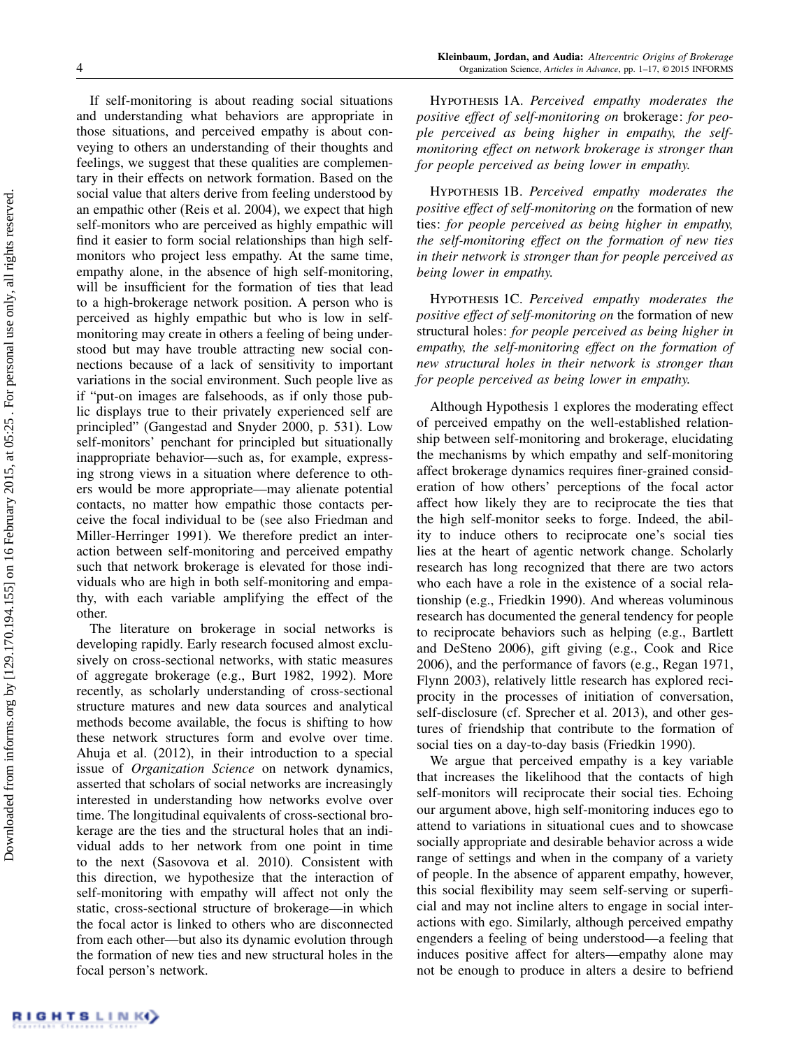If self-monitoring is about reading social situations and understanding what behaviors are appropriate in those situations, and perceived empathy is about conveying to others an understanding of their thoughts and feelings, we suggest that these qualities are complementary in their effects on network formation. Based on the social value that alters derive from feeling understood by an empathic other (Reis et al. 2004), we expect that high self-monitors who are perceived as highly empathic will find it easier to form social relationships than high self-monitors who project less empathy. At the same time, empathy alone, in the absence of high self-monitoring, will be insufficient for the formation of ties that lead to a high-brokerage network position. A person who is perceived as highly empathic but who is low in self-monitoring may create in others a feeling of being understood but may have trouble attracting new social connections because of a lack of sensitivity to important variations in the social environment. Such people live as if "put-on images are falsehoods, as if only those public displays true to their privately experienced self are principled" (Gangestad and Snyder 2000, p. 531). Low self-monitors' penchant for principled but situationally inappropriate behavior—such as, for example, expressing strong views in a situation where deference to others would be more appropriate—may alienate potential contacts, no matter how empathic those contacts perceive the focal individual to be (see also Friedman and Miller-Herringer 1991). We therefore predict an interaction between self-monitoring and perceived empathy such that network brokerage is elevated for those individuals who are high in both self-monitoring and empathy, with each variable amplifying the effect of the other.

The literature on brokerage in social networks is developing rapidly. Early research focused almost exclusively on cross-sectional networks, with static measures of aggregate brokerage (e.g., Burt 1982, 1992). More recently, as scholarly understanding of cross-sectional structure matures and new data sources and analytical methods become available, the focus is shifting to how these network structures form and evolve over time. Ahuja et al. (2012), in their introduction to a special issue of *Organization Science* on network dynamics, asserted that scholars of social networks are increasingly interested in understanding how networks evolve over time. The longitudinal equivalents of cross-sectional brokerage are the ties and the structural holes that an individual adds to her network from one point in time to the next (Sasovova et al. 2010). Consistent with this direction, we hypothesize that the interaction of self-monitoring with empathy will affect not only the static, cross-sectional structure of brokerage—in which the focal actor is linked to others who are disconnected from each other—but also its dynamic evolution through the formation of new ties and new structural holes in the focal person's network.

Hypothesis 1A. *Perceived empathy moderates the positive effect of self-monitoring on* brokerage: *for people perceived as being higher in empathy, the self-monitoring effect on network brokerage is stronger than for people perceived as being lower in empathy.*

Hypothesis 1B. *Perceived empathy moderates the positive effect of self-monitoring on* the formation of new ties: *for people perceived as being higher in empathy, the self-monitoring effect on the formation of new ties in their network is stronger than for people perceived as being lower in empathy.*

Hypothesis 1C. *Perceived empathy moderates the positive effect of self-monitoring on* the formation of new structural holes: *for people perceived as being higher in empathy, the self-monitoring effect on the formation of new structural holes in their network is stronger than for people perceived as being lower in empathy.*

Although Hypothesis 1 explores the moderating effect of perceived empathy on the well-established relationship between self-monitoring and brokerage, elucidating the mechanisms by which empathy and self-monitoring affect brokerage dynamics requires finer-grained consideration of how others' perceptions of the focal actor affect how likely they are to reciprocate the ties that the high self-monitor seeks to forge. Indeed, the ability to induce others to reciprocate one's social ties lies at the heart of agentic network change. Scholarly research has long recognized that there are two actors who each have a role in the existence of a social relationship (e.g., Friedkin 1990). And whereas voluminous research has documented the general tendency for people to reciprocate behaviors such as helping (e.g., Bartlett and DeSteno 2006), gift giving (e.g., Cook and Rice 2006), and the performance of favors (e.g., Regan 1971, Flynn 2003), relatively little research has explored reciprocity in the processes of initiation of conversation, self-disclosure (cf. Sprecher et al. 2013), and other gestures of friendship that contribute to the formation of social ties on a day-to-day basis (Friedkin 1990).

We argue that perceived empathy is a key variable that increases the likelihood that the contacts of high self-monitors will reciprocate their social ties. Echoing our argument above, high self-monitoring induces ego to attend to variations in situational cues and to showcase socially appropriate and desirable behavior across a wide range of settings and when in the company of a variety of people. In the absence of apparent empathy, however, this social flexibility may seem self-serving or superficial and may not incline alters to engage in social interactions with ego. Similarly, although perceived empathy engenders a feeling of being understood—a feeling that induces positive affect for alters—empathy alone may not be enough to produce in alters a desire to befriend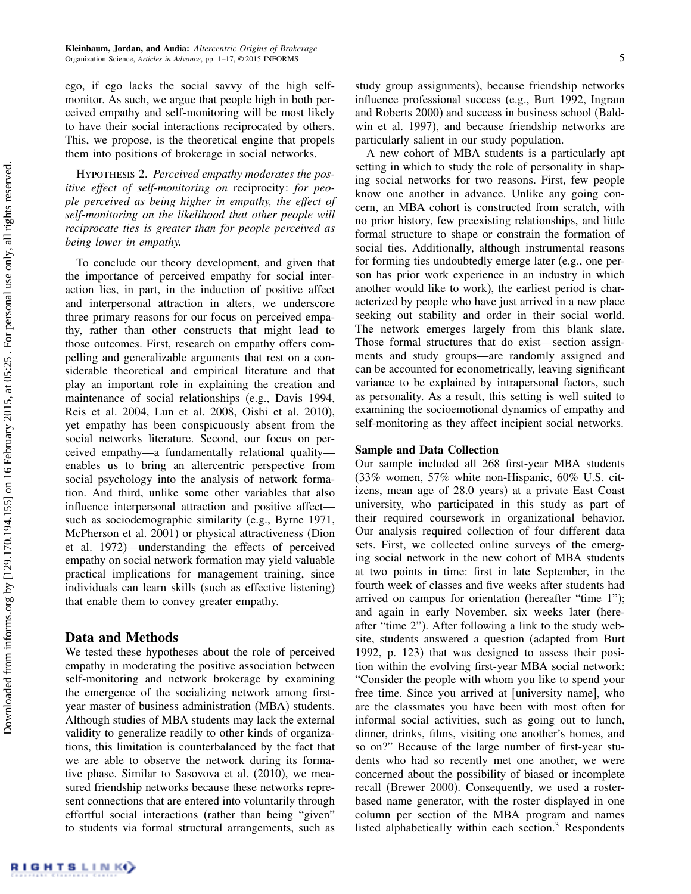ego, if ego lacks the social savvy of the high self-monitor. As such, we argue that people high in both perceived empathy and self-monitoring will be most likely to have their social interactions reciprocated by others. This, we propose, is the theoretical engine that propels them into positions of brokerage in social networks.

Hypothesis 2. *Perceived empathy moderates the positive effect of self-monitoring on* reciprocity: *for people perceived as being higher in empathy, the effect of self-monitoring on the likelihood that other people will reciprocate ties is greater than for people perceived as being lower in empathy.*

To conclude our theory development, and given that the importance of perceived empathy for social interaction lies, in part, in the induction of positive affect and interpersonal attraction in alters, we underscore three primary reasons for our focus on perceived empathy, rather than other constructs that might lead to those outcomes. First, research on empathy offers compelling and generalizable arguments that rest on a considerable theoretical and empirical literature and that play an important role in explaining the creation and maintenance of social relationships (e.g., Davis 1994, Reis et al. 2004, Lun et al. 2008, Oishi et al. 2010), yet empathy has been conspicuously absent from the social networks literature. Second, our focus on perceived empathy—a fundamentally relational quality—enables us to bring an altercentric perspective from social psychology into the analysis of network formation. And third, unlike some other variables that also influence interpersonal attraction and positive affect—such as sociodemographic similarity (e.g., Byrne 1971, McPherson et al. 2001) or physical attractiveness (Dion et al. 1972)—understanding the effects of perceived empathy on social network formation may yield valuable practical implications for management training, since individuals can learn skills (such as effective listening) that enable them to convey greater empathy.

## Data and Methods

We tested these hypotheses about the role of perceived empathy in moderating the positive association between self-monitoring and network brokerage by examining the emergence of the socializing network among first-year master of business administration (MBA) students. Although studies of MBA students may lack the external validity to generalize readily to other kinds of organizations, this limitation is counterbalanced by the fact that we are able to observe the network during its formative phase. Similar to Sasovova et al. (2010), we measured friendship networks because these networks represent connections that are entered into voluntarily through effortful social interactions (rather than being "given" to students via formal structural arrangements, such as study group assignments), because friendship networks influence professional success (e.g., Burt 1992, Ingram and Roberts 2000) and success in business school (Baldwin et al. 1997), and because friendship networks are particularly salient in our study population.

A new cohort of MBA students is a particularly apt setting in which to study the role of personality in shaping social networks for two reasons. First, few people know one another in advance. Unlike any going concern, an MBA cohort is constructed from scratch, with no prior history, few preexisting relationships, and little formal structure to shape or constrain the formation of social ties. Additionally, although instrumental reasons for forming ties undoubtedly emerge later (e.g., one person has prior work experience in an industry in which another would like to work), the earliest period is characterized by people who have just arrived in a new place seeking out stability and order in their social world. The network emerges largely from this blank slate. Those formal structures that do exist—section assignments and study groups—are randomly assigned and can be accounted for econometrically, leaving significant variance to be explained by intrapersonal factors, such as personality. As a result, this setting is well suited to examining the socioemotional dynamics of empathy and self-monitoring as they affect incipient social networks.

### Sample and Data Collection

Our sample included all 268 first-year MBA students (33% women, 57% white non-Hispanic, 60% U.S. citizens, mean age of 28.0 years) at a private East Coast university, who participated in this study as part of their required coursework in organizational behavior. Our analysis required collection of four different data sets. First, we collected online surveys of the emerging social network in the new cohort of MBA students at two points in time: first in late September, in the fourth week of classes and five weeks after students had arrived on campus for orientation (hereafter "time 1"); and again in early November, six weeks later (hereafter "time 2"). After following a link to the study website, students answered a question (adapted from Burt 1992, p. 123) that was designed to assess their position within the evolving first-year MBA social network: "Consider the people with whom you like to spend your free time. Since you arrived at [university name], who are the classmates you have been with most often for informal social activities, such as going out to lunch, dinner, drinks, films, visiting one another's homes, and so on?" Because of the large number of first-year students who had so recently met one another, we were concerned about the possibility of biased or incomplete recall (Brewer 2000). Consequently, we used a roster-based name generator, with the roster displayed in one column per section of the MBA program and names listed alphabetically within each section.[3] Respondents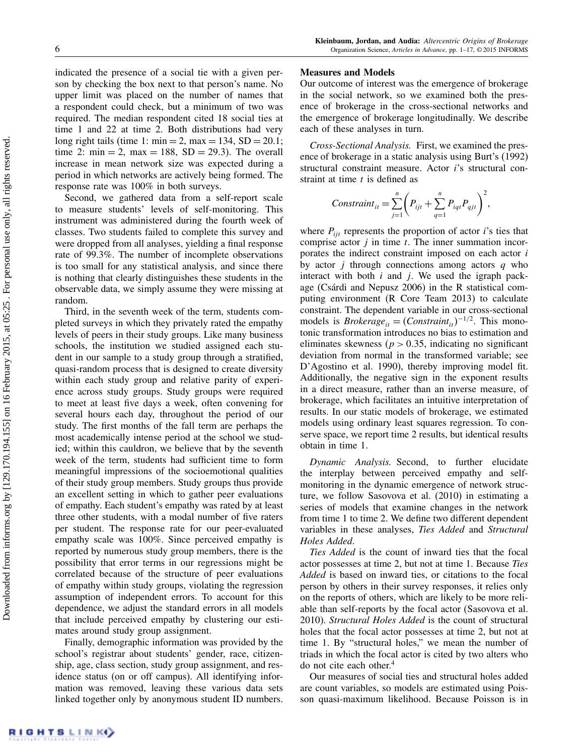indicated the presence of a social tie with a given person by checking the box next to that person's name. No upper limit was placed on the number of names that a respondent could check, but a minimum of two was required. The median respondent cited 18 social ties at time 1 and 22 at time 2. Both distributions had very long right tails (time 1: min = 2, max = 134, SD = 20.1; time 2: min = 2, max = 188, SD = 29.3). The overall increase in mean network size was expected during a period in which networks are actively being formed. The response rate was 100% in both surveys.

Second, we gathered data from a self-report scale to measure students' levels of self-monitoring. This instrument was administered during the fourth week of classes. Two students failed to complete this survey and were dropped from all analyses, yielding a final response rate of 99.3%. The number of incomplete observations is too small for any statistical analysis, and since there is nothing that clearly distinguishes these students in the observable data, we simply assume they were missing at random.

Third, in the seventh week of the term, students completed surveys in which they privately rated the empathy levels of peers in their study groups. Like many business schools, the institution we studied assigned each student in our sample to a study group through a stratified, quasi-random process that is designed to create diversity within each study group and relative parity of experience across study groups. Study groups were required to meet at least five days a week, often convening for several hours each day, throughout the period of our study. The first months of the fall term are perhaps the most academically intense period at the school we studied; within this cauldron, we believe that by the seventh week of the term, students had sufficient time to form meaningful impressions of the socioemotional qualities of their study group members. Study groups thus provide an excellent setting in which to gather peer evaluations of empathy. Each student's empathy was rated by at least three other students, with a modal number of five raters per student. The response rate for our peer-evaluated empathy scale was 100%. Since perceived empathy is reported by numerous study group members, there is the possibility that error terms in our regressions might be correlated because of the structure of peer evaluations of empathy within study groups, violating the regression assumption of independent errors. To account for this dependence, we adjust the standard errors in all models that include perceived empathy by clustering our estimates around study group assignment.

Finally, demographic information was provided by the school's registrar about students' gender, race, citizenship, age, class section, study group assignment, and residence status (on or off campus). All identifying information was removed, leaving these various data sets linked together only by anonymous student ID numbers.

## Measures and Models

Our outcome of interest was the emergence of brokerage in the social network, so we examined both the presence of brokerage in the cross-sectional networks and the emergence of brokerage longitudinally. We describe each of these analyses in turn.

*Cross-Sectional Analysis.* First, we examined the presence of brokerage in a static analysis using Burt's (1992) structural constraint measure. Actor $i$'s structural constraint at time $t$ is defined as

$$Constraint_{it} = \sum_{j=1}^{n}\left(P_{ijt} + \sum_{q=1}^{n} P_{iqt}P_{qjt}\right)^2,$$

where $P_{ijt}$ represents the proportion of actor $i$'s ties that comprise actor $j$ in time $t$. The inner summation incorporates the indirect constraint imposed on each actor $i$ by actor $j$ through connections among actors $q$ who interact with both $i$ and $j$. We used the igraph package (Csárdi and Nepusz 2006) in the R statistical computing environment (R Core Team 2013) to calculate constraint. The dependent variable in our cross-sectional models is $Brokerage_{it} = (Constraint_{it})^{-1/2}$. This monotonic transformation introduces no bias to estimation and eliminates skewness ($p > 0.35$, indicating no significant deviation from normal in the transformed variable; see D'Agostino et al. 1990), thereby improving model fit. Additionally, the negative sign in the exponent results in a direct measure, rather than an inverse measure, of brokerage, which facilitates an intuitive interpretation of results. In our static models of brokerage, we estimated models using ordinary least squares regression. To conserve space, we report time 2 results, but identical results obtain in time 1.

*Dynamic Analysis.* Second, to further elucidate the interplay between perceived empathy and self-monitoring in the dynamic emergence of network structure, we follow Sasovova et al. (2010) in estimating a series of models that examine changes in the network from time 1 to time 2. We define two different dependent variables in these analyses, *Ties Added* and *Structural Holes Added*.

*Ties Added* is the count of inward ties that the focal actor possesses at time 2, but not at time 1. Because *Ties Added* is based on inward ties, or citations to the focal person by others in their survey responses, it relies only on the reports of others, which are likely to be more reliable than self-reports by the focal actor (Sasovova et al. 2010). *Structural Holes Added* is the count of structural holes that the focal actor possesses at time 2, but not at time 1. By "structural holes," we mean the number of triads in which the focal actor is cited by two alters who do not cite each other.[4]

Our measures of social ties and structural holes added are count variables, so models are estimated using Poisson quasi-maximum likelihood. Because Poisson is in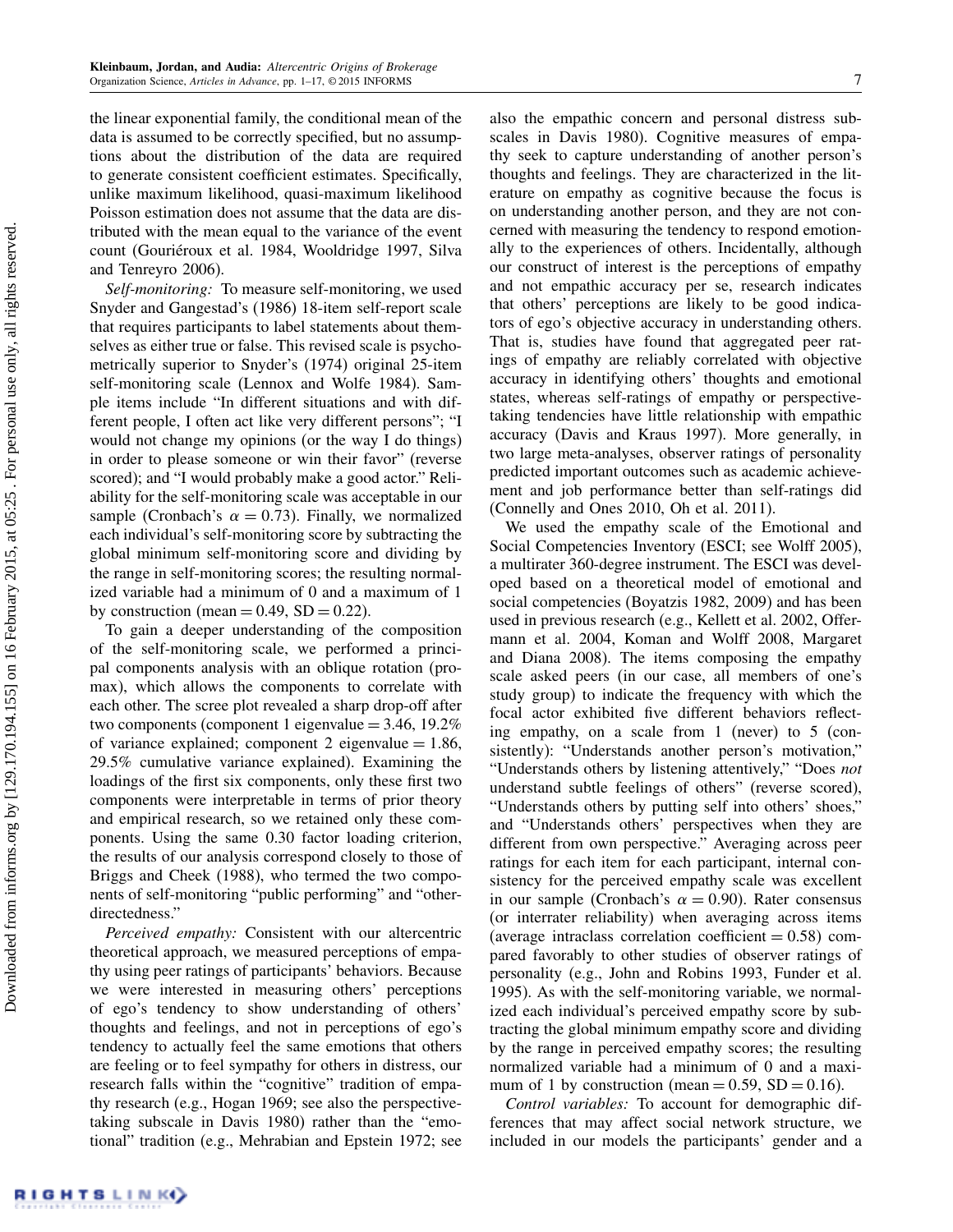the linear exponential family, the conditional mean of the data is assumed to be correctly specified, but no assumptions about the distribution of the data are required to generate consistent coefficient estimates. Specifically, unlike maximum likelihood, quasi-maximum likelihood Poisson estimation does not assume that the data are distributed with the mean equal to the variance of the event count (Gouriéroux et al. 1984, Wooldridge 1997, Silva and Tenreyro 2006).

*Self-monitoring:* To measure self-monitoring, we used Snyder and Gangestad's (1986) 18-item self-report scale that requires participants to label statements about themselves as either true or false. This revised scale is psychometrically superior to Snyder's (1974) original 25-item self-monitoring scale (Lennox and Wolfe 1984). Sample items include "In different situations and with different people, I often act like very different persons"; "I would not change my opinions (or the way I do things) in order to please someone or win their favor" (reverse scored); and "I would probably make a good actor." Reliability for the self-monitoring scale was acceptable in our sample (Cronbach's $\alpha = 0.73$). Finally, we normalized each individual's self-monitoring score by subtracting the global minimum self-monitoring score and dividing by the range in self-monitoring scores; the resulting normalized variable had a minimum of 0 and a maximum of 1 by construction (mean $= 0.49$, SD $= 0.22$).

To gain a deeper understanding of the composition of the self-monitoring scale, we performed a principal components analysis with an oblique rotation (promax), which allows the components to correlate with each other. The scree plot revealed a sharp drop-off after two components (component 1 eigenvalue $= 3.46$, 19.2% of variance explained; component 2 eigenvalue $= 1.86$, 29.5% cumulative variance explained). Examining the loadings of the first six components, only these first two components were interpretable in terms of prior theory and empirical research, so we retained only these components. Using the same 0.30 factor loading criterion, the results of our analysis correspond closely to those of Briggs and Cheek (1988), who termed the two components of self-monitoring "public performing" and "other-directedness."

*Perceived empathy:* Consistent with our altercentric theoretical approach, we measured perceptions of empathy using peer ratings of participants' behaviors. Because we were interested in measuring others' perceptions of ego's tendency to show understanding of others' thoughts and feelings, and not in perceptions of ego's tendency to actually feel the same emotions that others are feeling or to feel sympathy for others in distress, our research falls within the "cognitive" tradition of empathy research (e.g., Hogan 1969; see also the perspective-taking subscale in Davis 1980) rather than the "emotional" tradition (e.g., Mehrabian and Epstein 1972; see also the empathic concern and personal distress subscales in Davis 1980). Cognitive measures of empathy seek to capture understanding of another person's thoughts and feelings. They are characterized in the literature on empathy as cognitive because the focus is on understanding another person, and they are not concerned with measuring the tendency to respond emotionally to the experiences of others. Incidentally, although our construct of interest is the perceptions of empathy and not empathic accuracy per se, research indicates that others' perceptions are likely to be good indicators of ego's objective accuracy in understanding others. That is, studies have found that aggregated peer ratings of empathy are reliably correlated with objective accuracy in identifying others' thoughts and emotional states, whereas self-ratings of empathy or perspective-taking tendencies have little relationship with empathic accuracy (Davis and Kraus 1997). More generally, in two large meta-analyses, observer ratings of personality predicted important outcomes such as academic achievement and job performance better than self-ratings did (Connelly and Ones 2010, Oh et al. 2011).

We used the empathy scale of the Emotional and Social Competencies Inventory (ESCI; see Wolff 2005), a multirater 360-degree instrument. The ESCI was developed based on a theoretical model of emotional and social competencies (Boyatzis 1982, 2009) and has been used in previous research (e.g., Kellett et al. 2002, Offermann et al. 2004, Koman and Wolff 2008, Margaret and Diana 2008). The items composing the empathy scale asked peers (in our case, all members of one's study group) to indicate the frequency with which the focal actor exhibited five different behaviors reflecting empathy, on a scale from 1 (never) to 5 (consistently): "Understands another person's motivation," "Understands others by listening attentively," "Does *not* understand subtle feelings of others" (reverse scored), "Understands others by putting self into others' shoes," and "Understands others' perspectives when they are different from own perspective." Averaging across peer ratings for each item for each participant, internal consistency for the perceived empathy scale was excellent in our sample (Cronbach's $\alpha = 0.90$). Rater consensus (or interrater reliability) when averaging across items (average intraclass correlation coefficient $= 0.58$) compared favorably to other studies of observer ratings of personality (e.g., John and Robins 1993, Funder et al. 1995). As with the self-monitoring variable, we normalized each individual's perceived empathy score by subtracting the global minimum empathy score and dividing by the range in perceived empathy scores; the resulting normalized variable had a minimum of 0 and a maximum of 1 by construction (mean $= 0.59$, SD $= 0.16$).

*Control variables:* To account for demographic differences that may affect social network structure, we included in our models the participants' gender and a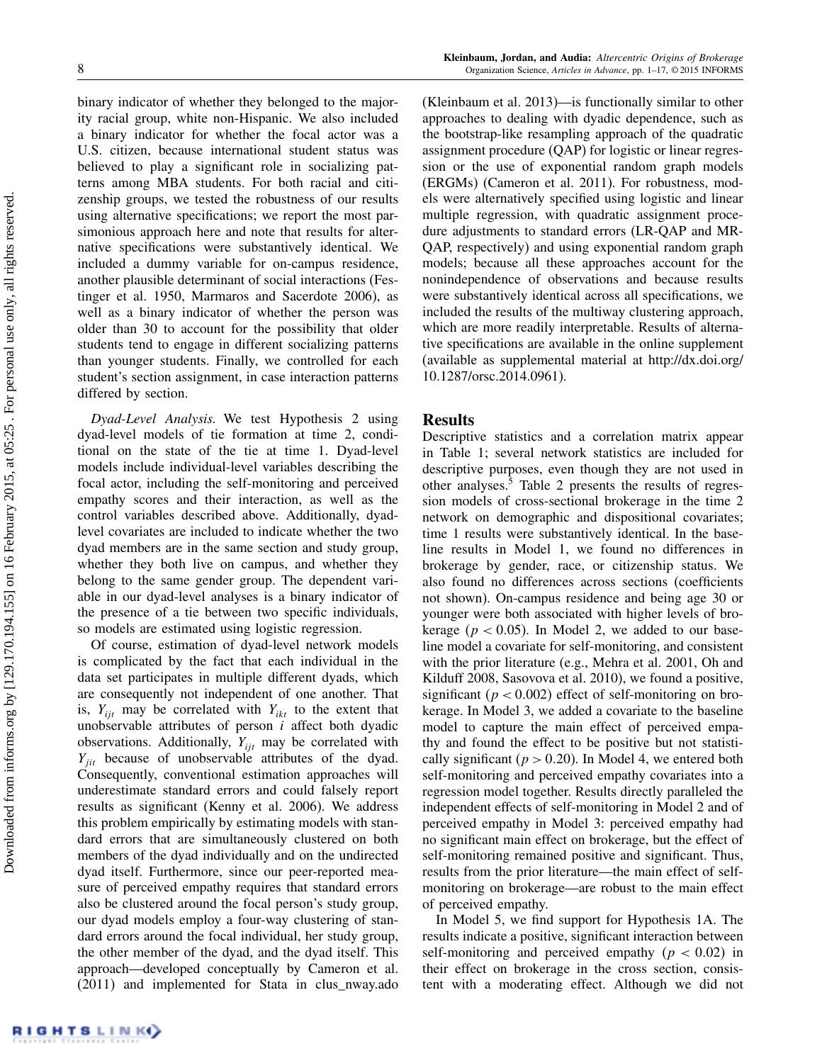binary indicator of whether they belonged to the majority racial group, white non-Hispanic. We also included a binary indicator for whether the focal actor was a U.S. citizen, because international student status was believed to play a significant role in socializing patterns among MBA students. For both racial and citizenship groups, we tested the robustness of our results using alternative specifications; we report the most parsimonious approach here and note that results for alternative specifications were substantively identical. We included a dummy variable for on-campus residence, another plausible determinant of social interactions (Festinger et al. 1950, Marmaros and Sacerdote 2006), as well as a binary indicator of whether the person was older than 30 to account for the possibility that older students tend to engage in different socializing patterns than younger students. Finally, we controlled for each student's section assignment, in case interaction patterns differed by section.

*Dyad-Level Analysis.* We test Hypothesis 2 using dyad-level models of tie formation at time 2, conditional on the state of the tie at time 1. Dyad-level models include individual-level variables describing the focal actor, including the self-monitoring and perceived empathy scores and their interaction, as well as the control variables described above. Additionally, dyad-level covariates are included to indicate whether the two dyad members are in the same section and study group, whether they both live on campus, and whether they belong to the same gender group. The dependent variable in our dyad-level analyses is a binary indicator of the presence of a tie between two specific individuals, so models are estimated using logistic regression.

Of course, estimation of dyad-level network models is complicated by the fact that each individual in the data set participates in multiple different dyads, which are consequently not independent of one another. That is, $Y_{ijt}$ may be correlated with $Y_{ikt}$ to the extent that unobservable attributes of person $i$ affect both dyadic observations. Additionally, $Y_{ijt}$ may be correlated with $Y_{jit}$ because of unobservable attributes of the dyad. Consequently, conventional estimation approaches will underestimate standard errors and could falsely report results as significant (Kenny et al. 2006). We address this problem empirically by estimating models with standard errors that are simultaneously clustered on both members of the dyad individually and on the undirected dyad itself. Furthermore, since our peer-reported measure of perceived empathy requires that standard errors also be clustered around the focal person's study group, our dyad models employ a four-way clustering of standard errors around the focal individual, her study group, the other member of the dyad, and the dyad itself. This approach—developed conceptually by Cameron et al. (2011) and implemented for Stata in clus_nway.ado (Kleinbaum et al. 2013)—is functionally similar to other approaches to dealing with dyadic dependence, such as the bootstrap-like resampling approach of the quadratic assignment procedure (QAP) for logistic or linear regression or the use of exponential random graph models (ERGMs) (Cameron et al. 2011). For robustness, models were alternatively specified using logistic and linear multiple regression, with quadratic assignment procedure adjustments to standard errors (LR-QAP and MR-QAP, respectively) and using exponential random graph models; because all these approaches account for the nonindependence of observations and because results were substantively identical across all specifications, we included the results of the multiway clustering approach, which are more readily interpretable. Results of alternative specifications are available in the online supplement (available as supplemental material at http://dx.doi.org/10.1287/orsc.2014.0961).

## Results

Descriptive statistics and a correlation matrix appear in Table 1; several network statistics are included for descriptive purposes, even though they are not used in other analyses.[5] Table 2 presents the results of regression models of cross-sectional brokerage in the time 2 network on demographic and dispositional covariates; time 1 results were substantively identical. In the baseline results in Model 1, we found no differences in brokerage by gender, race, or citizenship status. We also found no differences across sections (coefficients not shown). On-campus residence and being age 30 or younger were both associated with higher levels of brokerage ($p < 0.05$). In Model 2, we added to our baseline model a covariate for self-monitoring, and consistent with the prior literature (e.g., Mehra et al. 2001, Oh and Kilduff 2008, Sasovova et al. 2010), we found a positive, significant ($p < 0.002$) effect of self-monitoring on brokerage. In Model 3, we added a covariate to the baseline model to capture the main effect of perceived empathy and found the effect to be positive but not statistically significant ($p > 0.20$). In Model 4, we entered both self-monitoring and perceived empathy covariates into a regression model together. Results directly paralleled the independent effects of self-monitoring in Model 2 and of perceived empathy in Model 3: perceived empathy had no significant main effect on brokerage, but the effect of self-monitoring remained positive and significant. Thus, results from the prior literature—the main effect of self-monitoring on brokerage—are robust to the main effect of perceived empathy.

In Model 5, we find support for Hypothesis 1A. The results indicate a positive, significant interaction between self-monitoring and perceived empathy ($p < 0.02$) in their effect on brokerage in the cross section, consistent with a moderating effect. Although we did not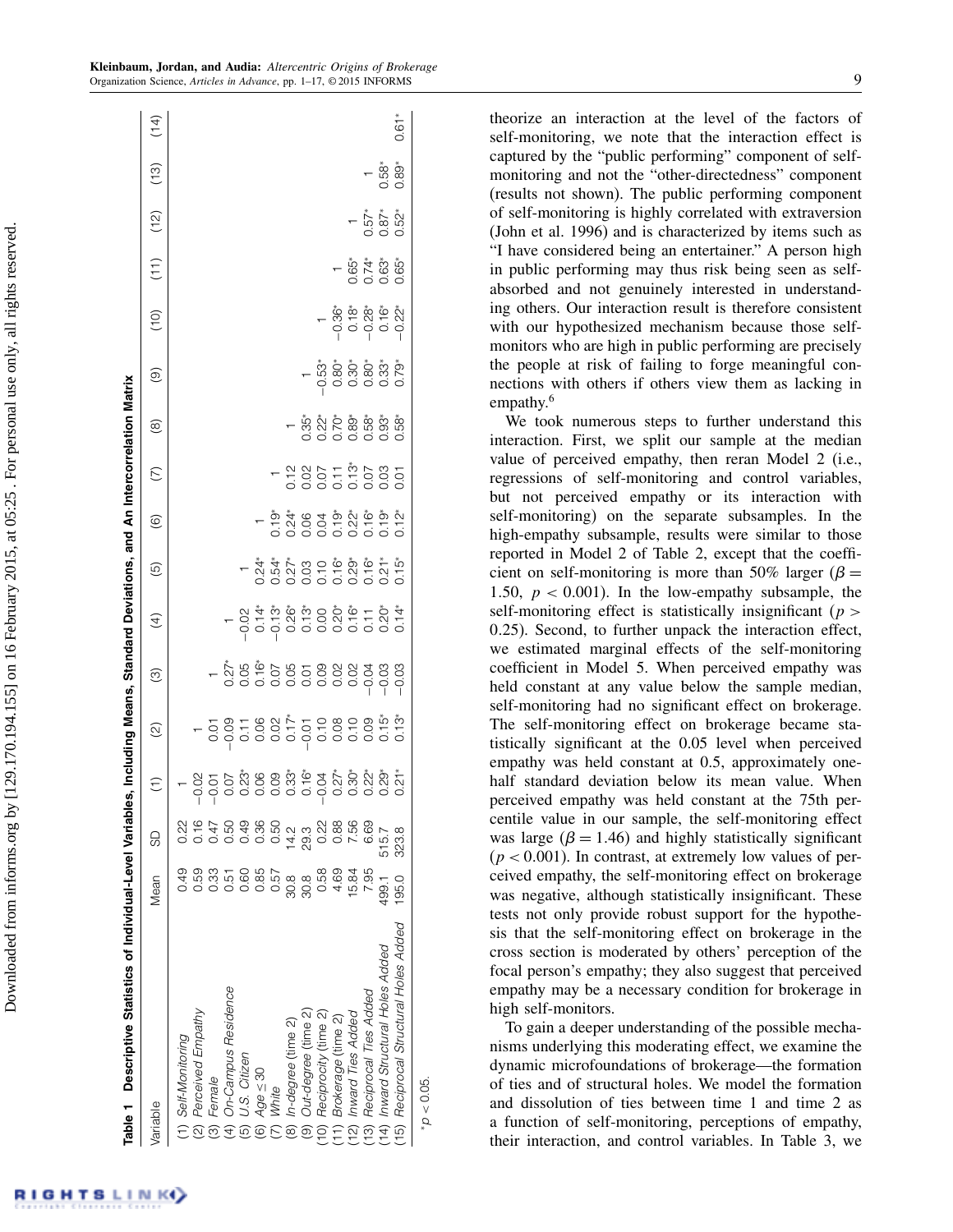**Table 1 Descriptive Statistics of Individual-Level Variables, Including Means, Standard Deviations, and An Intercorrelation Matrix**

| Variable | Mean | SD | (1) | (2) | (3) | (4) | (5) | (6) | (7) | (8) | (9) | (10) | (11) | (12) | (13) | (14) |
|---|---|---|---|---|---|---|---|---|---|---|---|---|---|---|---|---|
| (1) *Self-Monitoring* | 0.49 | 0.22 | 1 | | | | | | | | | | | | | |
| (2) *Perceived Empathy* | 0.59 | 0.16 | −0.02 | 1 | | | | | | | | | | | | |
| (3) *Female* | 0.33 | 0.47 | −0.01 | 0.01 | 1 | | | | | | | | | | | |
| (4) *On-Campus Residence* | 0.51 | 0.50 | 0.07 | −0.09 | 0.27* | 1 | | | | | | | | | | |
| (5) *U.S. Citizen* | 0.60 | 0.49 | 0.23* | 0.11 | 0.05 | −0.02 | 1 | | | | | | | | | |
| (6) *Age* ≤ *30* | 0.85 | 0.36 | 0.06 | 0.06 | 0.16* | 0.14* | 0.24* | 1 | | | | | | | | |
| (7) *White* | 0.57 | 0.50 | 0.09 | 0.02 | 0.07 | −0.13* | 0.54* | 0.19* | 1 | | | | | | | |
| (8) *In-degree* (time 2) | 30.8 | 14.2 | 0.33* | 0.17* | 0.05 | 0.26* | 0.27* | 0.24* | 0.12 | 1 | | | | | | |
| (9) *Out-degree* (time 2) | 30.8 | 29.3 | 0.16* | −0.01 | 0.01 | 0.13* | 0.03 | 0.06 | 0.02 | 0.35* | 1 | | | | | |
| (10) *Reciprocity* (time 2) | 0.58 | 0.22 | −0.04 | 0.10 | 0.09 | 0.00 | 0.10 | 0.04 | 0.07 | 0.22* | −0.53* | 1 | | | | |
| (11) *Brokerage* (time 2) | 4.69 | 0.88 | 0.27* | 0.08 | 0.02 | 0.20* | 0.16* | 0.19* | 0.11 | 0.70* | 0.80* | −0.36* | 1 | | | |
| (12) *Inward Ties Added* | 15.84 | 7.56 | 0.30* | 0.10 | 0.02 | 0.16* | 0.29* | 0.22* | 0.13* | 0.89* | 0.30* | 0.18* | 0.65* | 1 | | |
| (13) *Reciprocal Ties Added* | 7.95 | 6.69 | 0.22* | 0.09 | −0.04 | 0.11 | 0.16* | 0.16* | 0.07 | 0.58* | 0.80* | −0.28* | 0.74* | 0.57* | 1 | |
| (14) *Inward Structural Holes Added* | 499.1 | 515.7 | 0.29* | 0.15* | −0.03 | 0.20* | 0.21* | 0.19* | 0.03 | 0.93* | 0.33* | 0.16* | 0.63* | 0.87* | 0.58* | 1 |
| (15) *Reciprocal Structural Holes Added* | 195.0 | 323.8 | 0.21* | 0.13* | −0.03 | 0.14* | 0.15* | 0.12* | 0.01 | 0.58* | 0.79* | −0.22* | 0.65* | 0.52* | 0.89* | 0.61* |

*$p < 0.05$.

theorize an interaction at the level of the factors of self-monitoring, we note that the interaction effect is captured by the "public performing" component of self-monitoring and not the "other-directedness" component (results not shown). The public performing component of self-monitoring is highly correlated with extraversion (John et al. 1996) and is characterized by items such as "I have considered being an entertainer." A person high in public performing may thus risk being seen as self-absorbed and not genuinely interested in understanding others. Our interaction result is therefore consistent with our hypothesized mechanism because those self-monitors who are high in public performing are precisely the people at risk of failing to forge meaningful connections with others if others view them as lacking in empathy.[6]

We took numerous steps to further understand this interaction. First, we split our sample at the median value of perceived empathy, then reran Model 2 (i.e., regressions of self-monitoring and control variables, but not perceived empathy or its interaction with self-monitoring) on the separate subsamples. In the high-empathy subsample, results were similar to those reported in Model 2 of Table 2, except that the coefficient on self-monitoring is more than 50% larger ($\beta = 1.50$, $p < 0.001$). In the low-empathy subsample, the self-monitoring effect is statistically insignificant ($p > 0.25$). Second, to further unpack the interaction effect, we estimated marginal effects of the self-monitoring coefficient in Model 5. When perceived empathy was held constant at any value below the sample median, self-monitoring had no significant effect on brokerage. The self-monitoring effect on brokerage became statistically significant at the 0.05 level when perceived empathy was held constant at 0.5, approximately one-half standard deviation below its mean value. When perceived empathy was held constant at the 75th percentile value in our sample, the self-monitoring effect was large ($\beta = 1.46$) and highly statistically significant ($p < 0.001$). In contrast, at extremely low values of perceived empathy, the self-monitoring effect on brokerage was negative, although statistically insignificant. These tests not only provide robust support for the hypothesis that the self-monitoring effect on brokerage in the cross section is moderated by others' perception of the focal person's empathy; they also suggest that perceived empathy may be a necessary condition for brokerage in high self-monitors.

To gain a deeper understanding of the possible mechanisms underlying this moderating effect, we examine the dynamic microfoundations of brokerage—the formation of ties and of structural holes. We model the formation and dissolution of ties between time 1 and time 2 as a function of self-monitoring, perceptions of empathy, their interaction, and control variables. In Table 3, we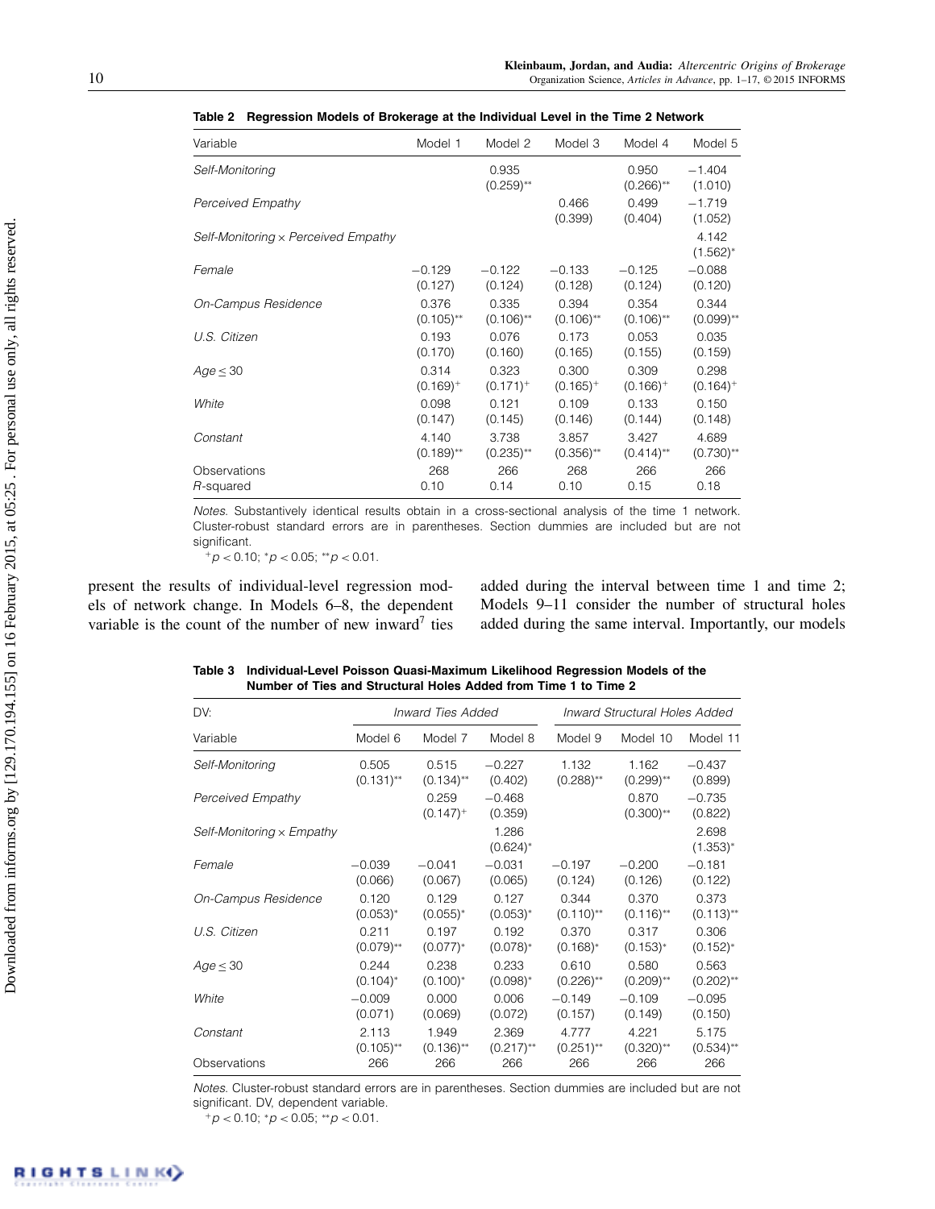**Table 2 Regression Models of Brokerage at the Individual Level in the Time 2 Network**

| Variable | Model 1 | Model 2 | Model 3 | Model 4 | Model 5 |
|---|---|---|---|---|---|
| *Self-Monitoring* | | 0.935 | | 0.950 | −1.404 |
| | | (0.259)** | | (0.266)** | (1.010) |
| *Perceived Empathy* | | | 0.466 | 0.499 | −1.719 |
| | | | (0.399) | (0.404) | (1.052) |
| *Self-Monitoring × Perceived Empathy* | | | | | 4.142 |
| | | | | | (1.562)* |
| *Female* | −0.129 | −0.122 | −0.133 | −0.125 | −0.088 |
| | (0.127) | (0.124) | (0.128) | (0.124) | (0.120) |
| *On-Campus Residence* | 0.376 | 0.335 | 0.394 | 0.354 | 0.344 |
| | (0.105)** | (0.106)** | (0.106)** | (0.106)** | (0.099)** |
| *U.S. Citizen* | 0.193 | 0.076 | 0.173 | 0.053 | 0.035 |
| | (0.170) | (0.160) | (0.165) | (0.155) | (0.159) |
| *Age ≤ 30* | 0.314 | 0.323 | 0.300 | 0.309 | 0.298 |
| | (0.169)$^+$ | (0.171)$^+$ | (0.165)$^+$ | (0.166)$^+$ | (0.164)$^+$ |
| *White* | 0.098 | 0.121 | 0.109 | 0.133 | 0.150 |
| | (0.147) | (0.145) | (0.146) | (0.144) | (0.148) |
| *Constant* | 4.140 | 3.738 | 3.857 | 3.427 | 4.689 |
| | (0.189)** | (0.235)** | (0.356)** | (0.414)** | (0.730)** |
| Observations | 268 | 266 | 268 | 266 | 266 |
| *R*-squared | 0.10 | 0.14 | 0.10 | 0.15 | 0.18 |

*Notes.* Substantively identical results obtain in a cross-sectional analysis of the time 1 network. Cluster-robust standard errors are in parentheses. Section dummies are included but are not significant.
$^+p < 0.10$; $^*p < 0.05$; $^{**}p < 0.01$.

present the results of individual-level regression models of network change. In Models 6–8, the dependent variable is the count of the number of new inward[7] ties added during the interval between time 1 and time 2; Models 9–11 consider the number of structural holes added during the same interval. Importantly, our models

**Table 3 Individual-Level Poisson Quasi-Maximum Likelihood Regression Models of the Number of Ties and Structural Holes Added from Time 1 to Time 2**

| DV: | *Inward Ties Added* | | | *Inward Structural Holes Added* | | |
|---|---|---|---|---|---|---|
| Variable | Model 6 | Model 7 | Model 8 | Model 9 | Model 10 | Model 11 |
| *Self-Monitoring* | 0.505 | 0.515 | −0.227 | 1.132 | 1.162 | −0.437 |
| | (0.131)** | (0.134)** | (0.402) | (0.288)** | (0.299)** | (0.899) |
| *Perceived Empathy* | | 0.259 | −0.468 | | 0.870 | −0.735 |
| | | (0.147)$^+$ | (0.359) | | (0.300)** | (0.822) |
| *Self-Monitoring × Empathy* | | | 1.286 | | | 2.698 |
| | | | (0.624)* | | | (1.353)* |
| *Female* | −0.039 | −0.041 | −0.031 | −0.197 | −0.200 | −0.181 |
| | (0.066) | (0.067) | (0.065) | (0.124) | (0.126) | (0.122) |
| *On-Campus Residence* | 0.120 | 0.129 | 0.127 | 0.344 | 0.370 | 0.373 |
| | (0.053)* | (0.055)* | (0.053)* | (0.110)** | (0.116)** | (0.113)** |
| *U.S. Citizen* | 0.211 | 0.197 | 0.192 | 0.370 | 0.317 | 0.306 |
| | (0.079)** | (0.077)* | (0.078)* | (0.168)* | (0.153)* | (0.152)* |
| *Age ≤ 30* | 0.244 | 0.238 | 0.233 | 0.610 | 0.580 | 0.563 |
| | (0.104)* | (0.100)* | (0.098)* | (0.226)** | (0.209)** | (0.202)** |
| *White* | −0.009 | 0.000 | 0.006 | −0.149 | −0.109 | −0.095 |
| | (0.071) | (0.069) | (0.072) | (0.157) | (0.149) | (0.150) |
| *Constant* | 2.113 | 1.949 | 2.369 | 4.777 | 4.221 | 5.175 |
| | (0.105)** | (0.136)** | (0.217)** | (0.251)** | (0.320)** | (0.534)** |
| Observations | 266 | 266 | 266 | 266 | 266 | 266 |

*Notes.* Cluster-robust standard errors are in parentheses. Section dummies are included but are not significant. DV, dependent variable.
$^+p < 0.10$; $^*p < 0.05$; $^{**}p < 0.01$.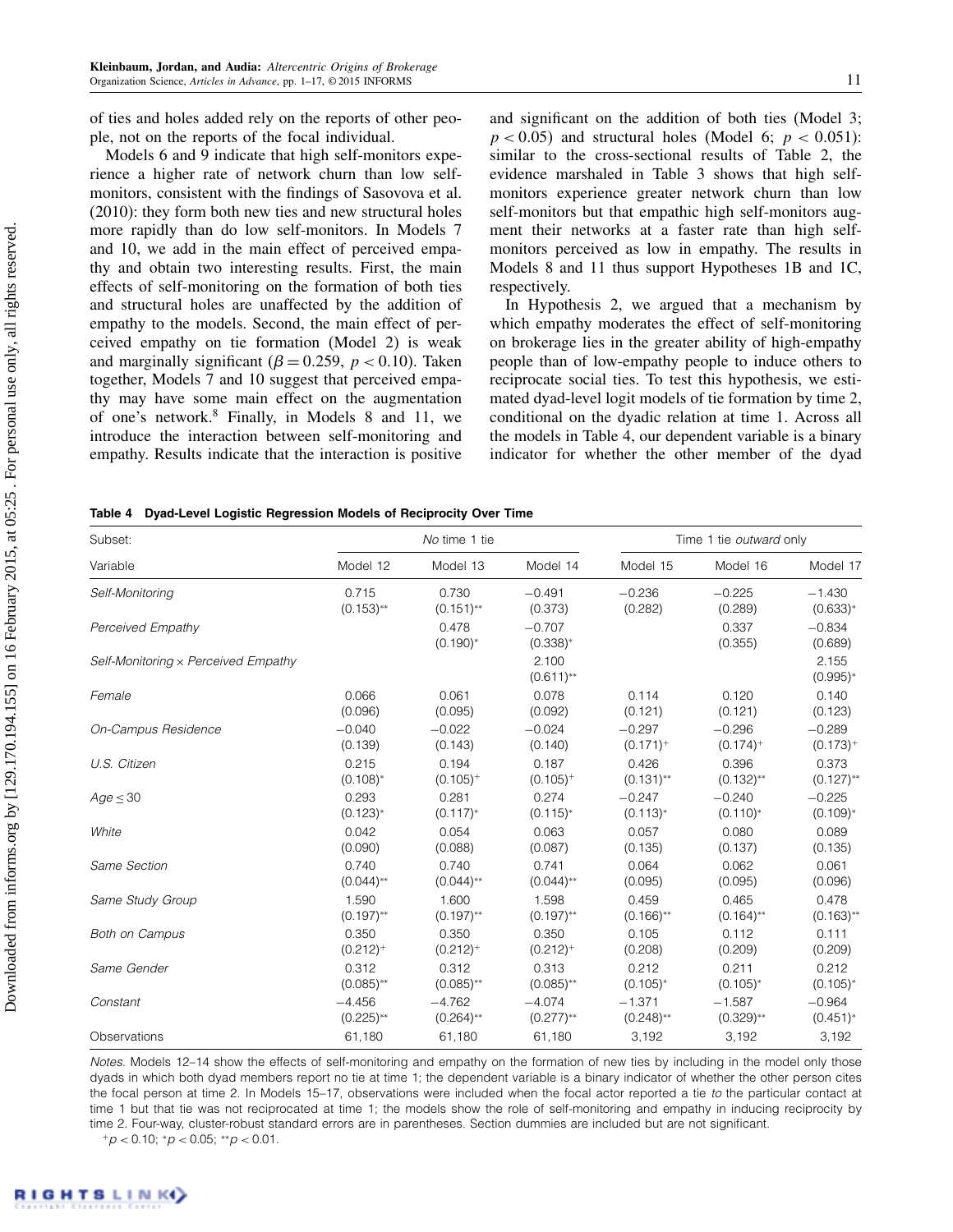of ties and holes added rely on the reports of other people, not on the reports of the focal individual.

Models 6 and 9 indicate that high self-monitors experience a higher rate of network churn than low self-monitors, consistent with the findings of Sasovova et al. (2010): they form both new ties and new structural holes more rapidly than do low self-monitors. In Models 7 and 10, we add in the main effect of perceived empathy and obtain two interesting results. First, the main effects of self-monitoring on the formation of both ties and structural holes are unaffected by the addition of empathy to the models. Second, the main effect of perceived empathy on tie formation (Model 2) is weak and marginally significant ($\beta = 0.259$, $p < 0.10$). Taken together, Models 7 and 10 suggest that perceived empathy may have some main effect on the augmentation of one's network.[8] Finally, in Models 8 and 11, we introduce the interaction between self-monitoring and empathy. Results indicate that the interaction is positive and significant on the addition of both ties (Model 3; $p < 0.05$) and structural holes (Model 6; $p < 0.051$): similar to the cross-sectional results of Table 2, the evidence marshaled in Table 3 shows that high self-monitors experience greater network churn than low self-monitors but that empathic high self-monitors augment their networks at a faster rate than high self-monitors perceived as low in empathy. The results in Models 8 and 11 thus support Hypotheses 1B and 1C, respectively.

In Hypothesis 2, we argued that a mechanism by which empathy moderates the effect of self-monitoring on brokerage lies in the greater ability of high-empathy people than of low-empathy people to induce others to reciprocate social ties. To test this hypothesis, we estimated dyad-level logit models of tie formation by time 2, conditional on the dyadic relation at time 1. Across all the models in Table 4, our dependent variable is a binary indicator for whether the other member of the dyad

**Table 4 Dyad-Level Logistic Regression Models of Reciprocity Over Time**

| Subset: | *No* time 1 tie | | | Time 1 tie *outward* only | | |
|---|---|---|---|---|---|---|
| Variable | Model 12 | Model 13 | Model 14 | Model 15 | Model 16 | Model 17 |
| *Self-Monitoring* | 0.715 (0.153)** | 0.730 (0.151)** | −0.491 (0.373) | −0.236 (0.282) | −0.225 (0.289) | −1.430 (0.633)* |
| *Perceived Empathy* | | 0.478 (0.190)* | −0.707 (0.338)* | | 0.337 (0.355) | −0.834 (0.689) |
| *Self-Monitoring* × *Perceived Empathy* | | | 2.100 (0.611)** | | | 2.155 (0.995)* |
| *Female* | 0.066 (0.096) | 0.061 (0.095) | 0.078 (0.092) | 0.114 (0.121) | 0.120 (0.121) | 0.140 (0.123) |
| *On-Campus Residence* | −0.040 (0.139) | −0.022 (0.143) | −0.024 (0.140) | −0.297 (0.171)+ | −0.296 (0.174)+ | −0.289 (0.173)+ |
| *U.S. Citizen* | 0.215 (0.108)* | 0.194 (0.105)+ | 0.187 (0.105)+ | 0.426 (0.131)** | 0.396 (0.132)** | 0.373 (0.127)** |
| *Age* ≤ 30 | 0.293 (0.123)* | 0.281 (0.117)* | 0.274 (0.115)* | −0.247 (0.113)* | −0.240 (0.110)* | −0.225 (0.109)* |
| *White* | 0.042 (0.090) | 0.054 (0.088) | 0.063 (0.087) | 0.057 (0.135) | 0.080 (0.137) | 0.089 (0.135) |
| *Same Section* | 0.740 (0.044)** | 0.740 (0.044)** | 0.741 (0.044)** | 0.064 (0.095) | 0.062 (0.095) | 0.061 (0.096) |
| *Same Study Group* | 1.590 (0.197)** | 1.600 (0.197)** | 1.598 (0.197)** | 0.459 (0.166)** | 0.465 (0.164)** | 0.478 (0.163)** |
| *Both on Campus* | 0.350 (0.212)+ | 0.350 (0.212)+ | 0.350 (0.212)+ | 0.105 (0.208) | 0.112 (0.209) | 0.111 (0.209) |
| *Same Gender* | 0.312 (0.085)** | 0.312 (0.085)** | 0.313 (0.085)** | 0.212 (0.105)* | 0.211 (0.105)* | 0.212 (0.105)* |
| *Constant* | −4.456 (0.225)** | −4.762 (0.264)** | −4.074 (0.277)** | −1.371 (0.248)** | −1.587 (0.329)** | −0.964 (0.451)* |
| Observations | 61,180 | 61,180 | 61,180 | 3,192 | 3,192 | 3,192 |

*Notes.* Models 12–14 show the effects of self-monitoring and empathy on the formation of new ties by including in the model only those dyads in which both dyad members report no tie at time 1; the dependent variable is a binary indicator of whether the other person cites the focal person at time 2. In Models 15–17, observations were included when the focal actor reported a tie *to* the particular contact at time 1 but that tie was not reciprocated at time 1; the models show the role of self-monitoring and empathy in inducing reciprocity by time 2. Four-way, cluster-robust standard errors are in parentheses. Section dummies are included but are not significant.

$^+p < 0.10$; $^*p < 0.05$; $^{**}p < 0.01$.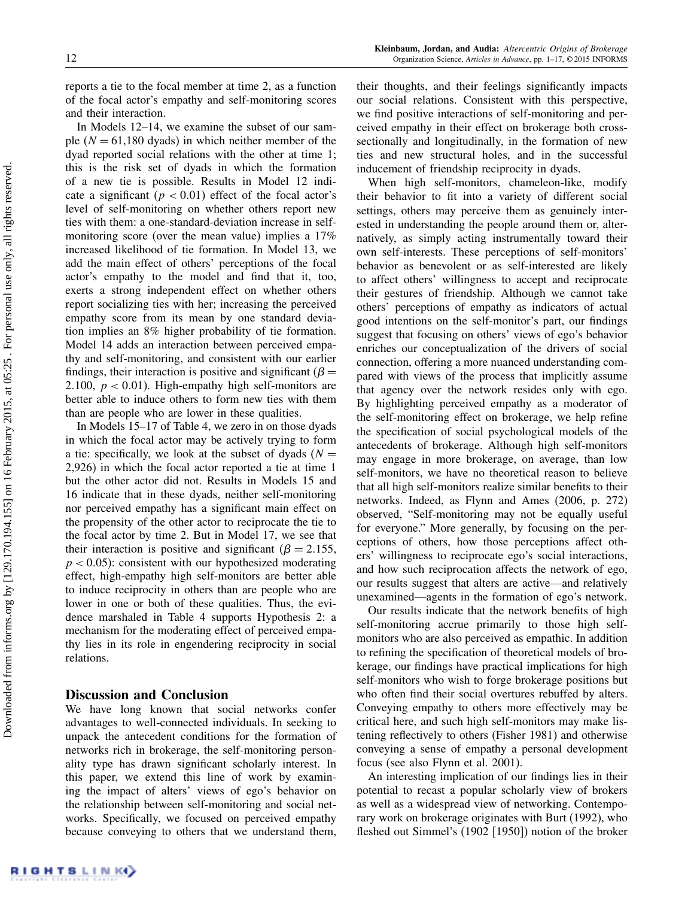reports a tie to the focal member at time 2, as a function of the focal actor's empathy and self-monitoring scores and their interaction.

In Models 12–14, we examine the subset of our sample ($N = 61{,}180$ dyads) in which neither member of the dyad reported social relations with the other at time 1; this is the risk set of dyads in which the formation of a new tie is possible. Results in Model 12 indicate a significant ($p < 0.01$) effect of the focal actor's level of self-monitoring on whether others report new ties with them: a one-standard-deviation increase in self-monitoring score (over the mean value) implies a 17% increased likelihood of tie formation. In Model 13, we add the main effect of others' perceptions of the focal actor's empathy to the model and find that it, too, exerts a strong independent effect on whether others report socializing ties with her; increasing the perceived empathy score from its mean by one standard deviation implies an 8% higher probability of tie formation. Model 14 adds an interaction between perceived empathy and self-monitoring, and consistent with our earlier findings, their interaction is positive and significant ($\beta = 2.100$, $p < 0.01$). High-empathy high self-monitors are better able to induce others to form new ties with them than are people who are lower in these qualities.

In Models 15–17 of Table 4, we zero in on those dyads in which the focal actor may be actively trying to form a tie: specifically, we look at the subset of dyads ($N = 2{,}926$) in which the focal actor reported a tie at time 1 but the other actor did not. Results in Models 15 and 16 indicate that in these dyads, neither self-monitoring nor perceived empathy has a significant main effect on the propensity of the other actor to reciprocate the tie to the focal actor by time 2. But in Model 17, we see that their interaction is positive and significant ($\beta = 2.155$, $p < 0.05$): consistent with our hypothesized moderating effect, high-empathy high self-monitors are better able to induce reciprocity in others than are people who are lower in one or both of these qualities. Thus, the evidence marshaled in Table 4 supports Hypothesis 2: a mechanism for the moderating effect of perceived empathy lies in its role in engendering reciprocity in social relations.

## Discussion and Conclusion

We have long known that social networks confer advantages to well-connected individuals. In seeking to unpack the antecedent conditions for the formation of networks rich in brokerage, the self-monitoring personality type has drawn significant scholarly interest. In this paper, we extend this line of work by examining the impact of alters' views of ego's behavior on the relationship between self-monitoring and social networks. Specifically, we focused on perceived empathy because conveying to others that we understand them, their thoughts, and their feelings significantly impacts our social relations. Consistent with this perspective, we find positive interactions of self-monitoring and perceived empathy in their effect on brokerage both cross-sectionally and longitudinally, in the formation of new ties and new structural holes, and in the successful inducement of friendship reciprocity in dyads.

When high self-monitors, chameleon-like, modify their behavior to fit into a variety of different social settings, others may perceive them as genuinely interested in understanding the people around them or, alternatively, as simply acting instrumentally toward their own self-interests. These perceptions of self-monitors' behavior as benevolent or as self-interested are likely to affect others' willingness to accept and reciprocate their gestures of friendship. Although we cannot take others' perceptions of empathy as indicators of actual good intentions on the self-monitor's part, our findings suggest that focusing on others' views of ego's behavior enriches our conceptualization of the drivers of social connection, offering a more nuanced understanding compared with views of the process that implicitly assume that agency over the network resides only with ego. By highlighting perceived empathy as a moderator of the self-monitoring effect on brokerage, we help refine the specification of social psychological models of the antecedents of brokerage. Although high self-monitors may engage in more brokerage, on average, than low self-monitors, we have no theoretical reason to believe that all high self-monitors realize similar benefits to their networks. Indeed, as Flynn and Ames (2006, p. 272) observed, "Self-monitoring may not be equally useful for everyone." More generally, by focusing on the perceptions of others, how those perceptions affect others' willingness to reciprocate ego's social interactions, and how such reciprocation affects the network of ego, our results suggest that alters are active—and relatively unexamined—agents in the formation of ego's network.

Our results indicate that the network benefits of high self-monitoring accrue primarily to those high self-monitors who are also perceived as empathic. In addition to refining the specification of theoretical models of brokerage, our findings have practical implications for high self-monitors who wish to forge brokerage positions but who often find their social overtures rebuffed by alters. Conveying empathy to others more effectively may be critical here, and such high self-monitors may make listening reflectively to others (Fisher 1981) and otherwise conveying a sense of empathy a personal development focus (see also Flynn et al. 2001).

An interesting implication of our findings lies in their potential to recast a popular scholarly view of brokers as well as a widespread view of networking. Contemporary work on brokerage originates with Burt (1992), who fleshed out Simmel's (1902 [1950]) notion of the broker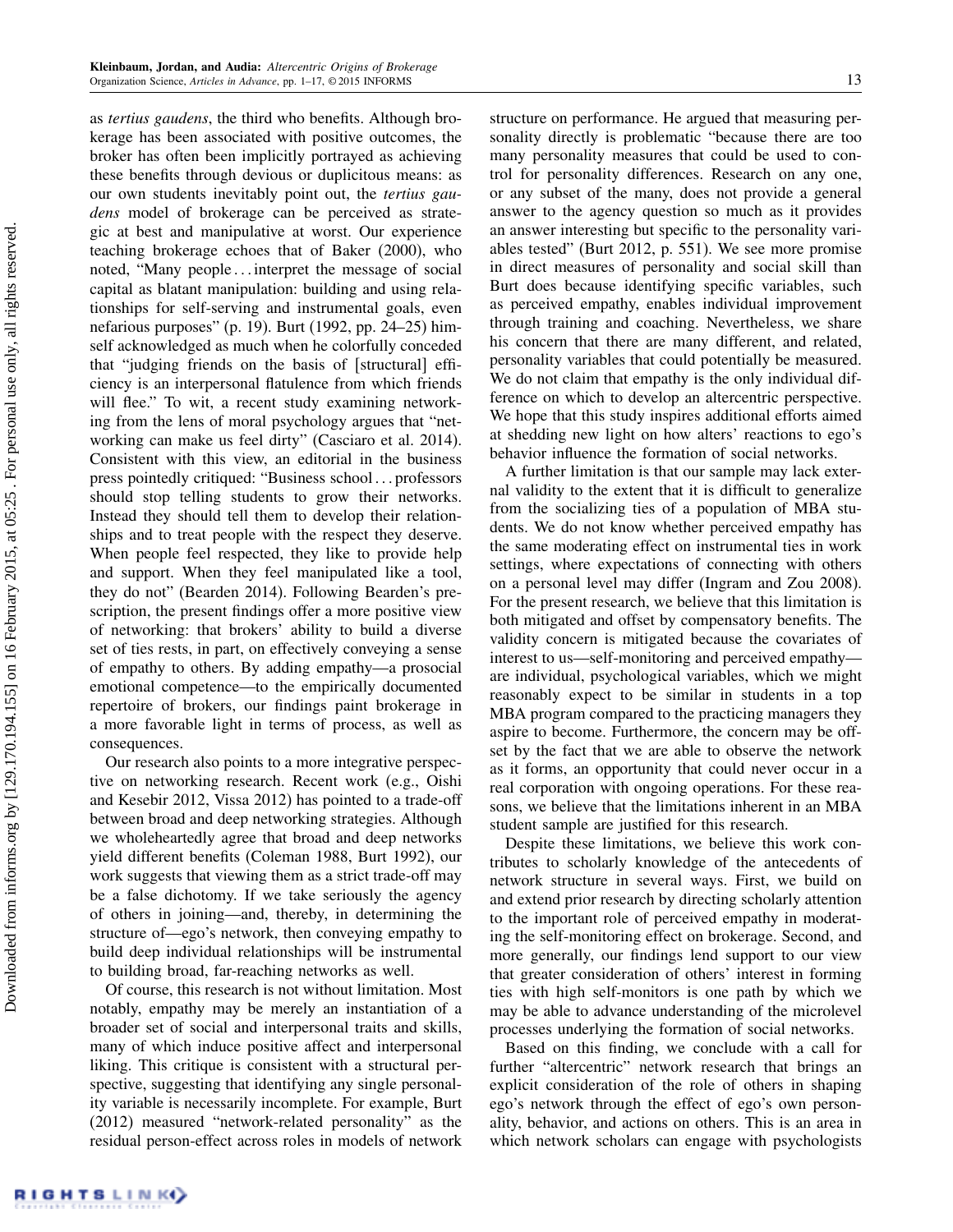as *tertius gaudens*, the third who benefits. Although brokerage has been associated with positive outcomes, the broker has often been implicitly portrayed as achieving these benefits through devious or duplicitous means: as our own students inevitably point out, the *tertius gaudens* model of brokerage can be perceived as strategic at best and manipulative at worst. Our experience teaching brokerage echoes that of Baker (2000), who noted, "Many people . . . interpret the message of social capital as blatant manipulation: building and using relationships for self-serving and instrumental goals, even nefarious purposes" (p. 19). Burt (1992, pp. 24–25) himself acknowledged as much when he colorfully conceded that "judging friends on the basis of [structural] efficiency is an interpersonal flatulence from which friends will flee." To wit, a recent study examining networking from the lens of moral psychology argues that "networking can make us feel dirty" (Casciaro et al. 2014). Consistent with this view, an editorial in the business press pointedly critiqued: "Business school . . . professors should stop telling students to grow their networks. Instead they should tell them to develop their relationships and to treat people with the respect they deserve. When people feel respected, they like to provide help and support. When they feel manipulated like a tool, they do not" (Bearden 2014). Following Bearden's prescription, the present findings offer a more positive view of networking: that brokers' ability to build a diverse set of ties rests, in part, on effectively conveying a sense of empathy to others. By adding empathy—a prosocial emotional competence—to the empirically documented repertoire of brokers, our findings paint brokerage in a more favorable light in terms of process, as well as consequences.

Our research also points to a more integrative perspective on networking research. Recent work (e.g., Oishi and Kesebir 2012, Vissa 2012) has pointed to a trade-off between broad and deep networking strategies. Although we wholeheartedly agree that broad and deep networks yield different benefits (Coleman 1988, Burt 1992), our work suggests that viewing them as a strict trade-off may be a false dichotomy. If we take seriously the agency of others in joining—and, thereby, in determining the structure of—ego's network, then conveying empathy to build deep individual relationships will be instrumental to building broad, far-reaching networks as well.

Of course, this research is not without limitation. Most notably, empathy may be merely an instantiation of a broader set of social and interpersonal traits and skills, many of which induce positive affect and interpersonal liking. This critique is consistent with a structural perspective, suggesting that identifying any single personality variable is necessarily incomplete. For example, Burt (2012) measured "network-related personality" as the residual person-effect across roles in models of network structure on performance. He argued that measuring personality directly is problematic "because there are too many personality measures that could be used to control for personality differences. Research on any one, or any subset of the many, does not provide a general answer to the agency question so much as it provides an answer interesting but specific to the personality variables tested" (Burt 2012, p. 551). We see more promise in direct measures of personality and social skill than Burt does because identifying specific variables, such as perceived empathy, enables individual improvement through training and coaching. Nevertheless, we share his concern that there are many different, and related, personality variables that could potentially be measured. We do not claim that empathy is the only individual difference on which to develop an altercentric perspective. We hope that this study inspires additional efforts aimed at shedding new light on how alters' reactions to ego's behavior influence the formation of social networks.

A further limitation is that our sample may lack external validity to the extent that it is difficult to generalize from the socializing ties of a population of MBA students. We do not know whether perceived empathy has the same moderating effect on instrumental ties in work settings, where expectations of connecting with others on a personal level may differ (Ingram and Zou 2008). For the present research, we believe that this limitation is both mitigated and offset by compensatory benefits. The validity concern is mitigated because the covariates of interest to us—self-monitoring and perceived empathy—are individual, psychological variables, which we might reasonably expect to be similar in students in a top MBA program compared to the practicing managers they aspire to become. Furthermore, the concern may be offset by the fact that we are able to observe the network as it forms, an opportunity that could never occur in a real corporation with ongoing operations. For these reasons, we believe that the limitations inherent in an MBA student sample are justified for this research.

Despite these limitations, we believe this work contributes to scholarly knowledge of the antecedents of network structure in several ways. First, we build on and extend prior research by directing scholarly attention to the important role of perceived empathy in moderating the self-monitoring effect on brokerage. Second, and more generally, our findings lend support to our view that greater consideration of others' interest in forming ties with high self-monitors is one path by which we may be able to advance understanding of the microlevel processes underlying the formation of social networks.

Based on this finding, we conclude with a call for further "altercentric" network research that brings an explicit consideration of the role of others in shaping ego's network through the effect of ego's own personality, behavior, and actions on others. This is an area in which network scholars can engage with psychologists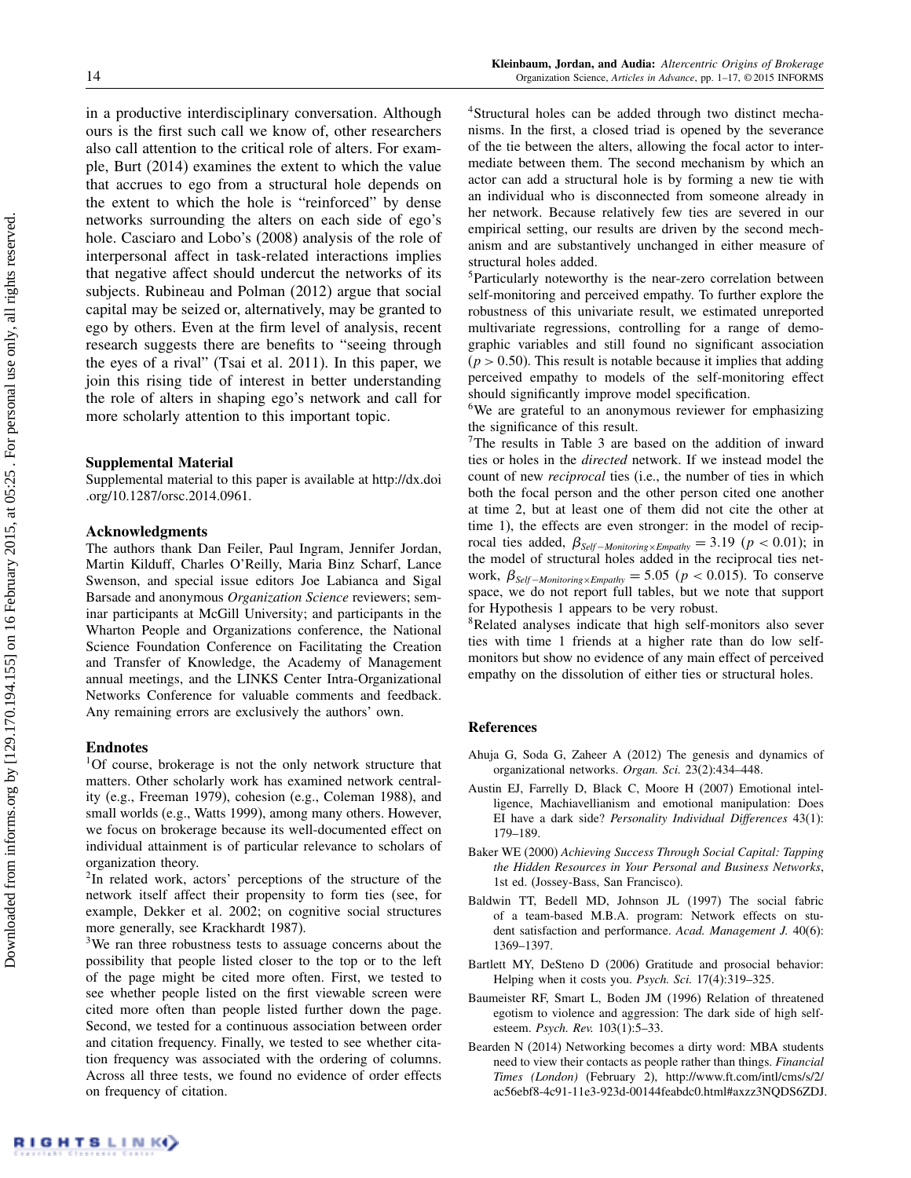in a productive interdisciplinary conversation. Although ours is the first such call we know of, other researchers also call attention to the critical role of alters. For example, Burt (2014) examines the extent to which the value that accrues to ego from a structural hole depends on the extent to which the hole is "reinforced" by dense networks surrounding the alters on each side of ego's hole. Casciaro and Lobo's (2008) analysis of the role of interpersonal affect in task-related interactions implies that negative affect should undercut the networks of its subjects. Rubineau and Polman (2012) argue that social capital may be seized or, alternatively, may be granted to ego by others. Even at the firm level of analysis, recent research suggests there are benefits to "seeing through the eyes of a rival" (Tsai et al. 2011). In this paper, we join this rising tide of interest in better understanding the role of alters in shaping ego's network and call for more scholarly attention to this important topic.

## Supplemental Material

Supplemental material to this paper is available at http://dx.doi.org/10.1287/orsc.2014.0961.

## Acknowledgments

The authors thank Dan Feiler, Paul Ingram, Jennifer Jordan, Martin Kilduff, Charles O'Reilly, Maria Binz Scharf, Lance Swenson, and special issue editors Joe Labianca and Sigal Barsade and anonymous *Organization Science* reviewers; seminar participants at McGill University; and participants in the Wharton People and Organizations conference, the National Science Foundation Conference on Facilitating the Creation and Transfer of Knowledge, the Academy of Management annual meetings, and the LINKS Center Intra-Organizational Networks Conference for valuable comments and feedback. Any remaining errors are exclusively the authors' own.

## Endnotes

[1]Of course, brokerage is not the only network structure that matters. Other scholarly work has examined network centrality (e.g., Freeman 1979), cohesion (e.g., Coleman 1988), and small worlds (e.g., Watts 1999), among many others. However, we focus on brokerage because its well-documented effect on individual attainment is of particular relevance to scholars of organization theory.

[2]In related work, actors' perceptions of the structure of the network itself affect their propensity to form ties (see, for example, Dekker et al. 2002; on cognitive social structures more generally, see Krackhardt 1987).

[3]We ran three robustness tests to assuage concerns about the possibility that people listed closer to the top or to the left of the page might be cited more often. First, we tested to see whether people listed on the first viewable screen were cited more often than people listed further down the page. Second, we tested for a continuous association between order and citation frequency. Finally, we tested to see whether citation frequency was associated with the ordering of columns. Across all three tests, we found no evidence of order effects on frequency of citation.

[4]Structural holes can be added through two distinct mechanisms. In the first, a closed triad is opened by the severance of the tie between the alters, allowing the focal actor to intermediate between them. The second mechanism by which an actor can add a structural hole is by forming a new tie with an individual who is disconnected from someone already in her network. Because relatively few ties are severed in our empirical setting, our results are driven by the second mechanism and are substantively unchanged in either measure of structural holes added.

[5]Particularly noteworthy is the near-zero correlation between self-monitoring and perceived empathy. To further explore the robustness of this univariate result, we estimated unreported multivariate regressions, controlling for a range of demographic variables and still found no significant association ($p > 0.50$). This result is notable because it implies that adding perceived empathy to models of the self-monitoring effect should significantly improve model specification.

[6]We are grateful to an anonymous reviewer for emphasizing the significance of this result.

[7]The results in Table 3 are based on the addition of inward ties or holes in the *directed* network. If we instead model the count of new *reciprocal* ties (i.e., the number of ties in which both the focal person and the other person cited one another at time 2, but at least one of them did not cite the other at time 1), the effects are even stronger: in the model of reciprocal ties added, $\beta_{Self-Monitoring \times Empathy} = 3.19$ ($p < 0.01$); in the model of structural holes added in the reciprocal ties network, $\beta_{Self-Monitoring \times Empathy} = 5.05$ ($p < 0.015$). To conserve space, we do not report full tables, but we note that support for Hypothesis 1 appears to be very robust.

[8]Related analyses indicate that high self-monitors also sever ties with time 1 friends at a higher rate than do low self-monitors but show no evidence of any main effect of perceived empathy on the dissolution of either ties or structural holes.

## References

Ahuja G, Soda G, Zaheer A (2012) The genesis and dynamics of organizational networks. *Organ. Sci.* 23(2):434–448.

Austin EJ, Farrelly D, Black C, Moore H (2007) Emotional intelligence, Machiavellianism and emotional manipulation: Does EI have a dark side? *Personality Individual Differences* 43(1): 179–189.

Baker WE (2000) *Achieving Success Through Social Capital: Tapping the Hidden Resources in Your Personal and Business Networks*, 1st ed. (Jossey-Bass, San Francisco).

Baldwin TT, Bedell MD, Johnson JL (1997) The social fabric of a team-based M.B.A. program: Network effects on student satisfaction and performance. *Acad. Management J.* 40(6): 1369–1397.

Bartlett MY, DeSteno D (2006) Gratitude and prosocial behavior: Helping when it costs you. *Psych. Sci.* 17(4):319–325.

Baumeister RF, Smart L, Boden JM (1996) Relation of threatened egotism to violence and aggression: The dark side of high self-esteem. *Psych. Rev.* 103(1):5–33.

Bearden N (2014) Networking becomes a dirty word: MBA students need to view their contacts as people rather than things. *Financial Times (London)* (February 2), http://www.ft.com/intl/cms/s/2/ac56ebf8-4c91-11e3-923d-00144feabdc0.html#axzz3NQDS6ZDJ.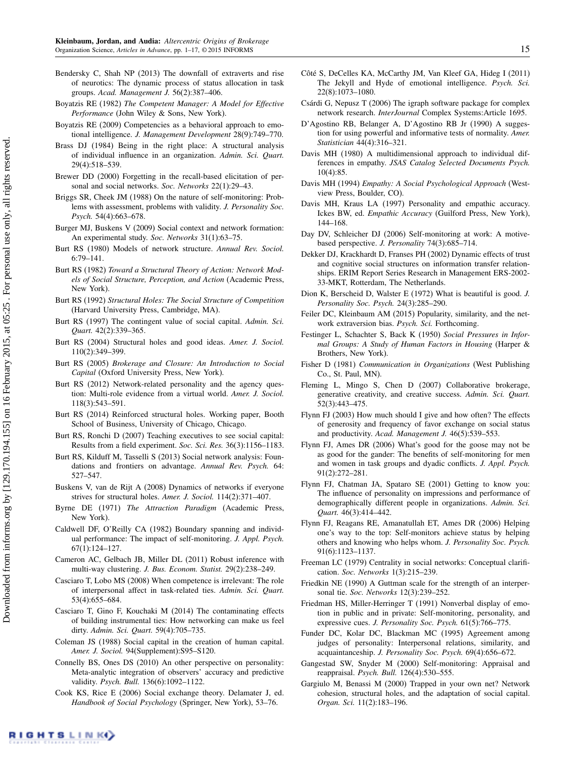Bendersky C, Shah NP (2013) The downfall of extraverts and rise of neurotics: The dynamic process of status allocation in task groups. *Acad. Management J.* 56(2):387–406.

Boyatzis RE (1982) *The Competent Manager: A Model for Effective Performance* (John Wiley & Sons, New York).

Boyatzis RE (2009) Competencies as a behavioral approach to emotional intelligence. *J. Management Development* 28(9):749–770.

Brass DJ (1984) Being in the right place: A structural analysis of individual influence in an organization. *Admin. Sci. Quart.* 29(4):518–539.

Brewer DD (2000) Forgetting in the recall-based elicitation of personal and social networks. *Soc. Networks* 22(1):29–43.

Briggs SR, Cheek JM (1988) On the nature of self-monitoring: Problems with assessment, problems with validity. *J. Personality Soc. Psych.* 54(4):663–678.

Burger MJ, Buskens V (2009) Social context and network formation: An experimental study. *Soc. Networks* 31(1):63–75.

Burt RS (1980) Models of network structure. *Annual Rev. Sociol.* 6:79–141.

Burt RS (1982) *Toward a Structural Theory of Action: Network Models of Social Structure, Perception, and Action* (Academic Press, New York).

Burt RS (1992) *Structural Holes: The Social Structure of Competition* (Harvard University Press, Cambridge, MA).

Burt RS (1997) The contingent value of social capital. *Admin. Sci. Quart.* 42(2):339–365.

Burt RS (2004) Structural holes and good ideas. *Amer. J. Sociol.* 110(2):349–399.

Burt RS (2005) *Brokerage and Closure: An Introduction to Social Capital* (Oxford University Press, New York).

Burt RS (2012) Network-related personality and the agency question: Multi-role evidence from a virtual world. *Amer. J. Sociol.* 118(3):543–591.

Burt RS (2014) Reinforced structural holes. Working paper, Booth School of Business, University of Chicago, Chicago.

Burt RS, Ronchi D (2007) Teaching executives to see social capital: Results from a field experiment. *Soc. Sci. Res.* 36(3):1156–1183.

Burt RS, Kilduff M, Tasselli S (2013) Social network analysis: Foundations and frontiers on advantage. *Annual Rev. Psych.* 64: 527–547.

Buskens V, van de Rijt A (2008) Dynamics of networks if everyone strives for structural holes. *Amer. J. Sociol.* 114(2):371–407.

Byrne DE (1971) *The Attraction Paradigm* (Academic Press, New York).

Caldwell DF, O'Reilly CA (1982) Boundary spanning and individual performance: The impact of self-monitoring. *J. Appl. Psych.* 67(1):124–127.

Cameron AC, Gelbach JB, Miller DL (2011) Robust inference with multi-way clustering. *J. Bus. Econom. Statist.* 29(2):238–249.

Casciaro T, Lobo MS (2008) When competence is irrelevant: The role of interpersonal affect in task-related ties. *Admin. Sci. Quart.* 53(4):655–684.

Casciaro T, Gino F, Kouchaki M (2014) The contaminating effects of building instrumental ties: How networking can make us feel dirty. *Admin. Sci. Quart.* 59(4):705–735.

Coleman JS (1988) Social capital in the creation of human capital. *Amer. J. Sociol.* 94(Supplement):S95–S120.

Connelly BS, Ones DS (2010) An other perspective on personality: Meta-analytic integration of observers' accuracy and predictive validity. *Psych. Bull.* 136(6):1092–1122.

Cook KS, Rice E (2006) Social exchange theory. Delamater J, ed. *Handbook of Social Psychology* (Springer, New York), 53–76.

Côté S, DeCelles KA, McCarthy JM, Van Kleef GA, Hideg I (2011) The Jekyll and Hyde of emotional intelligence. *Psych. Sci.* 22(8):1073–1080.

Csárdi G, Nepusz T (2006) The igraph software package for complex network research. *InterJournal* Complex Systems:Article 1695.

D'Agostino RB, Belanger A, D'Agostino RB Jr (1990) A suggestion for using powerful and informative tests of normality. *Amer. Statistician* 44(4):316–321.

Davis MH (1980) A multidimensional approach to individual differences in empathy. *JSAS Catalog Selected Documents Psych.* 10(4):85.

Davis MH (1994) *Empathy: A Social Psychological Approach* (Westview Press, Boulder, CO).

Davis MH, Kraus LA (1997) Personality and empathic accuracy. Ickes BW, ed. *Empathic Accuracy* (Guilford Press, New York), 144–168.

Day DV, Schleicher DJ (2006) Self-monitoring at work: A motive-based perspective. *J. Personality* 74(3):685–714.

Dekker DJ, Krackhardt D, Franses PH (2002) Dynamic effects of trust and cognitive social structures on information transfer relationships. ERIM Report Series Research in Management ERS-2002-33-MKT, Rotterdam, The Netherlands.

Dion K, Berscheid D, Walster E (1972) What is beautiful is good. *J. Personality Soc. Psych.* 24(3):285–290.

Feiler DC, Kleinbaum AM (2015) Popularity, similarity, and the network extraversion bias. *Psych. Sci.* Forthcoming.

Festinger L, Schachter S, Back K (1950) *Social Pressures in Informal Groups: A Study of Human Factors in Housing* (Harper & Brothers, New York).

Fisher D (1981) *Communication in Organizations* (West Publishing Co., St. Paul, MN).

Fleming L, Mingo S, Chen D (2007) Collaborative brokerage, generative creativity, and creative success. *Admin. Sci. Quart.* 52(3):443–475.

Flynn FJ (2003) How much should I give and how often? The effects of generosity and frequency of favor exchange on social status and productivity. *Acad. Management J.* 46(5):539–553.

Flynn FJ, Ames DR (2006) What's good for the goose may not be as good for the gander: The benefits of self-monitoring for men and women in task groups and dyadic conflicts. *J. Appl. Psych.* 91(2):272–281.

Flynn FJ, Chatman JA, Spataro SE (2001) Getting to know you: The influence of personality on impressions and performance of demographically different people in organizations. *Admin. Sci. Quart.* 46(3):414–442.

Flynn FJ, Reagans RE, Amanatullah ET, Ames DR (2006) Helping one's way to the top: Self-monitors achieve status by helping others and knowing who helps whom. *J. Personality Soc. Psych.* 91(6):1123–1137.

Freeman LC (1979) Centrality in social networks: Conceptual clarification. *Soc. Networks* 1(3):215–239.

Friedkin NE (1990) A Guttman scale for the strength of an interpersonal tie. *Soc. Networks* 12(3):239–252.

Friedman HS, Miller-Herringer T (1991) Nonverbal display of emotion in public and in private: Self-monitoring, personality, and expressive cues. *J. Personality Soc. Psych.* 61(5):766–775.

Funder DC, Kolar DC, Blackman MC (1995) Agreement among judges of personality: Interpersonal relations, similarity, and acquaintanceship. *J. Personality Soc. Psych.* 69(4):656–672.

Gangestad SW, Snyder M (2000) Self-monitoring: Appraisal and reappraisal. *Psych. Bull.* 126(4):530–555.

Gargiulo M, Benassi M (2000) Trapped in your own net? Network cohesion, structural holes, and the adaptation of social capital. *Organ. Sci.* 11(2):183–196.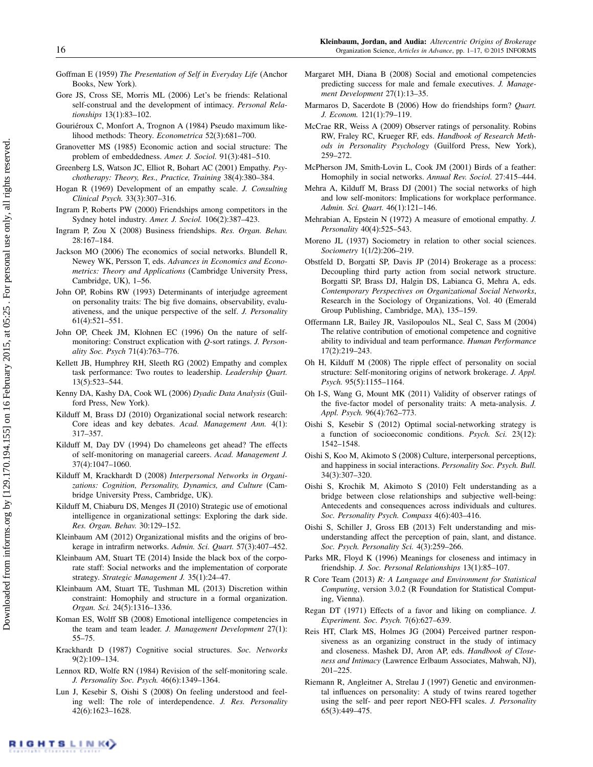Goffman E (1959) *The Presentation of Self in Everyday Life* (Anchor Books, New York).

Gore JS, Cross SE, Morris ML (2006) Let's be friends: Relational self-construal and the development of intimacy. *Personal Relationships* 13(1):83–102.

Gouriéroux C, Monfort A, Trognon A (1984) Pseudo maximum likelihood methods: Theory. *Econometrica* 52(3):681–700.

Granovetter MS (1985) Economic action and social structure: The problem of embeddedness. *Amer. J. Sociol.* 91(3):481–510.

Greenberg LS, Watson JC, Elliot R, Bohart AC (2001) Empathy. *Psychotherapy: Theory, Res., Practice, Training* 38(4):380–384.

Hogan R (1969) Development of an empathy scale. *J. Consulting Clinical Psych.* 33(3):307–316.

Ingram P, Roberts PW (2000) Friendships among competitors in the Sydney hotel industry. *Amer. J. Sociol.* 106(2):387–423.

Ingram P, Zou X (2008) Business friendships. *Res. Organ. Behav.* 28:167–184.

Jackson MO (2006) The economics of social networks. Blundell R, Newey WK, Persson T, eds. *Advances in Economics and Econometrics: Theory and Applications* (Cambridge University Press, Cambridge, UK), 1–56.

John OP, Robins RW (1993) Determinants of interjudge agreement on personality traits: The big five domains, observability, evaluativeness, and the unique perspective of the self. *J. Personality* 61(4):521–551.

John OP, Cheek JM, Klohnen EC (1996) On the nature of self-monitoring: Construct explication with *Q*-sort ratings. *J. Personality Soc. Psych* 71(4):763–776.

Kellett JB, Humphrey RH, Sleeth RG (2002) Empathy and complex task performance: Two routes to leadership. *Leadership Quart.* 13(5):523–544.

Kenny DA, Kashy DA, Cook WL (2006) *Dyadic Data Analysis* (Guilford Press, New York).

Kilduff M, Brass DJ (2010) Organizational social network research: Core ideas and key debates. *Acad. Management Ann.* 4(1): 317–357.

Kilduff M, Day DV (1994) Do chameleons get ahead? The effects of self-monitoring on managerial careers. *Acad. Management J.* 37(4):1047–1060.

Kilduff M, Krackhardt D (2008) *Interpersonal Networks in Organizations: Cognition, Personality, Dynamics, and Culture* (Cambridge University Press, Cambridge, UK).

Kilduff M, Chiaburu DS, Menges JI (2010) Strategic use of emotional intelligence in organizational settings: Exploring the dark side. *Res. Organ. Behav.* 30:129–152.

Kleinbaum AM (2012) Organizational misfits and the origins of brokerage in intrafirm networks. *Admin. Sci. Quart.* 57(3):407–452.

Kleinbaum AM, Stuart TE (2014) Inside the black box of the corporate staff: Social networks and the implementation of corporate strategy. *Strategic Management J.* 35(1):24–47.

Kleinbaum AM, Stuart TE, Tushman ML (2013) Discretion within constraint: Homophily and structure in a formal organization. *Organ. Sci.* 24(5):1316–1336.

Koman ES, Wolff SB (2008) Emotional intelligence competencies in the team and team leader. *J. Management Development* 27(1): 55–75.

Krackhardt D (1987) Cognitive social structures. *Soc. Networks* 9(2):109–134.

Lennox RD, Wolfe RN (1984) Revision of the self-monitoring scale. *J. Personality Soc. Psych.* 46(6):1349–1364.

Lun J, Kesebir S, Oishi S (2008) On feeling understood and feeling well: The role of interdependence. *J. Res. Personality* 42(6):1623–1628.

Margaret MH, Diana B (2008) Social and emotional competencies predicting success for male and female executives. *J. Management Development* 27(1):13–35.

Marmaros D, Sacerdote B (2006) How do friendships form? *Quart. J. Econom.* 121(1):79–119.

McCrae RR, Weiss A (2009) Observer ratings of personality. Robins RW, Fraley RC, Krueger RF, eds. *Handbook of Research Methods in Personality Psychology* (Guilford Press, New York), 259–272.

McPherson JM, Smith-Lovin L, Cook JM (2001) Birds of a feather: Homophily in social networks. *Annual Rev. Sociol.* 27:415–444.

Mehra A, Kilduff M, Brass DJ (2001) The social networks of high and low self-monitors: Implications for workplace performance. *Admin. Sci. Quart.* 46(1):121–146.

Mehrabian A, Epstein N (1972) A measure of emotional empathy. *J. Personality* 40(4):525–543.

Moreno JL (1937) Sociometry in relation to other social sciences. *Sociometry* 1(1/2):206–219.

Obstfeld D, Borgatti SP, Davis JP (2014) Brokerage as a process: Decoupling third party action from social network structure. Borgatti SP, Brass DJ, Halgin DS, Labianca G, Mehra A, eds. *Contemporary Perspectives on Organizational Social Networks*, Research in the Sociology of Organizations, Vol. 40 (Emerald Group Publishing, Cambridge, MA), 135–159.

Offermann LR, Bailey JR, Vasilopoulos NL, Seal C, Sass M (2004) The relative contribution of emotional competence and cognitive ability to individual and team performance. *Human Performance* 17(2):219–243.

Oh H, Kilduff M (2008) The ripple effect of personality on social structure: Self-monitoring origins of network brokerage. *J. Appl. Psych.* 95(5):1155–1164.

Oh I-S, Wang G, Mount MK (2011) Validity of observer ratings of the five-factor model of personality traits: A meta-analysis. *J. Appl. Psych.* 96(4):762–773.

Oishi S, Kesebir S (2012) Optimal social-networking strategy is a function of socioeconomic conditions. *Psych. Sci.* 23(12): 1542–1548.

Oishi S, Koo M, Akimoto S (2008) Culture, interpersonal perceptions, and happiness in social interactions. *Personality Soc. Psych. Bull.* 34(3):307–320.

Oishi S, Krochik M, Akimoto S (2010) Felt understanding as a bridge between close relationships and subjective well-being: Antecedents and consequences across individuals and cultures. *Soc. Personality Psych. Compass* 4(6):403–416.

Oishi S, Schiller J, Gross EB (2013) Felt understanding and misunderstanding affect the perception of pain, slant, and distance. *Soc. Psych. Personality Sci.* 4(3):259–266.

Parks MR, Floyd K (1996) Meanings for closeness and intimacy in friendship. *J. Soc. Personal Relationships* 13(1):85–107.

R Core Team (2013) *R: A Language and Environment for Statistical Computing*, version 3.0.2 (R Foundation for Statistical Computing, Vienna).

Regan DT (1971) Effects of a favor and liking on compliance. *J. Experiment. Soc. Psych.* 7(6):627–639.

Reis HT, Clark MS, Holmes JG (2004) Perceived partner responsiveness as an organizing construct in the study of intimacy and closeness. Mashek DJ, Aron AP, eds. *Handbook of Closeness and Intimacy* (Lawrence Erlbaum Associates, Mahwah, NJ), 201–225.

Riemann R, Angleitner A, Strelau J (1997) Genetic and environmental influences on personality: A study of twins reared together using the self- and peer report NEO-FFI scales. *J. Personality* 65(3):449–475.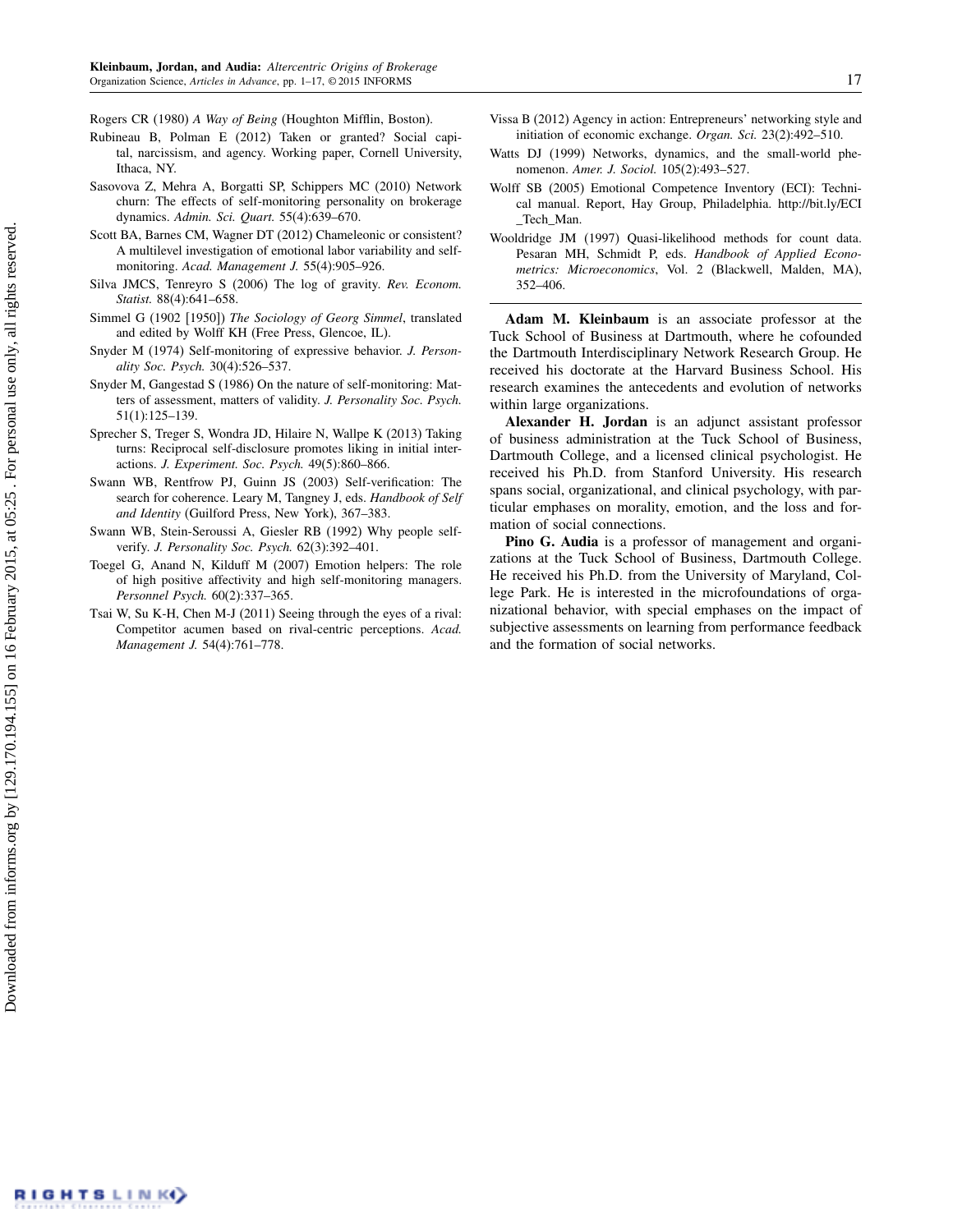Rogers CR (1980) *A Way of Being* (Houghton Mifflin, Boston).

Rubineau B, Polman E (2012) Taken or granted? Social capital, narcissism, and agency. Working paper, Cornell University, Ithaca, NY.

Sasovova Z, Mehra A, Borgatti SP, Schippers MC (2010) Network churn: The effects of self-monitoring personality on brokerage dynamics. *Admin. Sci. Quart.* 55(4):639–670.

Scott BA, Barnes CM, Wagner DT (2012) Chameleonic or consistent? A multilevel investigation of emotional labor variability and self-monitoring. *Acad. Management J.* 55(4):905–926.

Silva JMCS, Tenreyro S (2006) The log of gravity. *Rev. Econom. Statist.* 88(4):641–658.

Simmel G (1902 [1950]) *The Sociology of Georg Simmel*, translated and edited by Wolff KH (Free Press, Glencoe, IL).

Snyder M (1974) Self-monitoring of expressive behavior. *J. Personality Soc. Psych.* 30(4):526–537.

Snyder M, Gangestad S (1986) On the nature of self-monitoring: Matters of assessment, matters of validity. *J. Personality Soc. Psych.* 51(1):125–139.

Sprecher S, Treger S, Wondra JD, Hilaire N, Wallpe K (2013) Taking turns: Reciprocal self-disclosure promotes liking in initial interactions. *J. Experiment. Soc. Psych.* 49(5):860–866.

Swann WB, Rentfrow PJ, Guinn JS (2003) Self-verification: The search for coherence. Leary M, Tangney J, eds. *Handbook of Self and Identity* (Guilford Press, New York), 367–383.

Swann WB, Stein-Seroussi A, Giesler RB (1992) Why people self-verify. *J. Personality Soc. Psych.* 62(3):392–401.

Toegel G, Anand N, Kilduff M (2007) Emotion helpers: The role of high positive affectivity and high self-monitoring managers. *Personnel Psych.* 60(2):337–365.

Tsai W, Su K-H, Chen M-J (2011) Seeing through the eyes of a rival: Competitor acumen based on rival-centric perceptions. *Acad. Management J.* 54(4):761–778.

Vissa B (2012) Agency in action: Entrepreneurs' networking style and initiation of economic exchange. *Organ. Sci.* 23(2):492–510.

Watts DJ (1999) Networks, dynamics, and the small-world phenomenon. *Amer. J. Sociol.* 105(2):493–527.

Wolff SB (2005) Emotional Competence Inventory (ECI): Technical manual. Report, Hay Group, Philadelphia. http://bit.ly/ECI_Tech_Man.

Wooldridge JM (1997) Quasi-likelihood methods for count data. Pesaran MH, Schmidt P, eds. *Handbook of Applied Econometrics: Microeconomics*, Vol. 2 (Blackwell, Malden, MA), 352–406.

---

**Adam M. Kleinbaum** is an associate professor at the Tuck School of Business at Dartmouth, where he cofounded the Dartmouth Interdisciplinary Network Research Group. He received his doctorate at the Harvard Business School. His research examines the antecedents and evolution of networks within large organizations.

**Alexander H. Jordan** is an adjunct assistant professor of business administration at the Tuck School of Business, Dartmouth College, and a licensed clinical psychologist. He received his Ph.D. from Stanford University. His research spans social, organizational, and clinical psychology, with particular emphases on morality, emotion, and the loss and formation of social connections.

**Pino G. Audia** is a professor of management and organizations at the Tuck School of Business, Dartmouth College. He received his Ph.D. from the University of Maryland, College Park. He is interested in the microfoundations of organizational behavior, with special emphases on the impact of subjective assessments on learning from performance feedback and the formation of social networks.